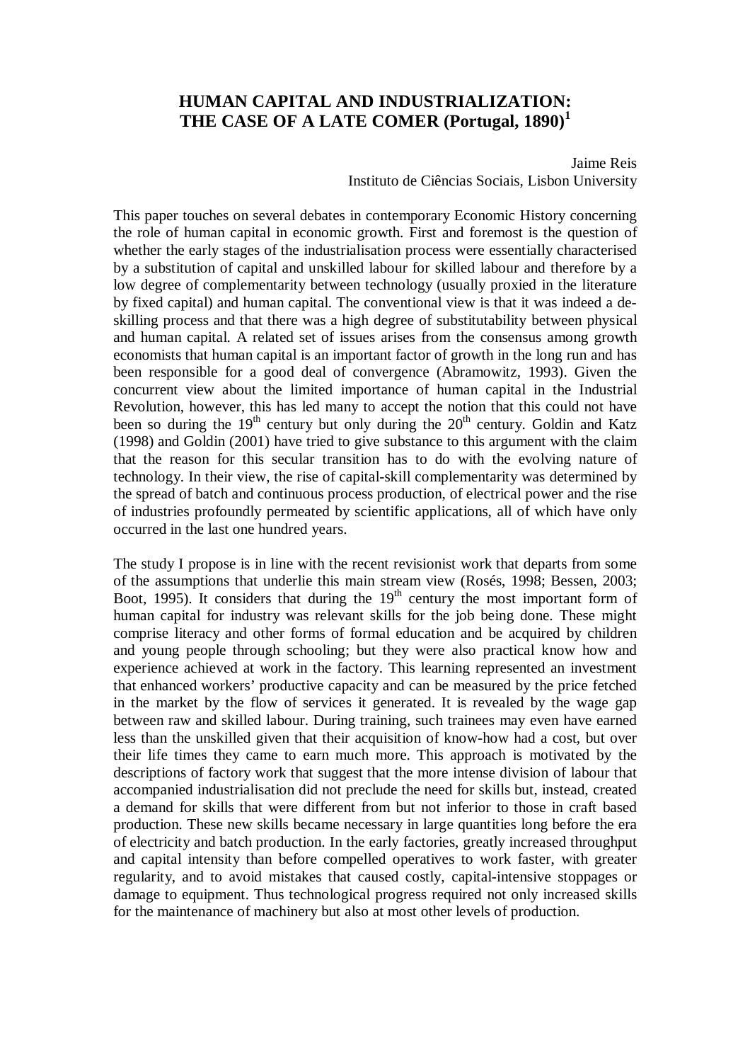# HUMAN CAPITAL AND INDUSTRIALIZATION: THE CASE OF A LATE COMER (Portugal, 1890)[1]

Jaime Reis
Instituto de Ciências Sociais, Lisbon University

This paper touches on several debates in contemporary Economic History concerning the role of human capital in economic growth. First and foremost is the question of whether the early stages of the industrialisation process were essentially characterised by a substitution of capital and unskilled labour for skilled labour and therefore by a low degree of complementarity between technology (usually proxied in the literature by fixed capital) and human capital. The conventional view is that it was indeed a de-skilling process and that there was a high degree of substitutability between physical and human capital. A related set of issues arises from the consensus among growth economists that human capital is an important factor of growth in the long run and has been responsible for a good deal of convergence (Abramowitz, 1993). Given the concurrent view about the limited importance of human capital in the Industrial Revolution, however, this has led many to accept the notion that this could not have been so during the 19th century but only during the 20th century. Goldin and Katz (1998) and Goldin (2001) have tried to give substance to this argument with the claim that the reason for this secular transition has to do with the evolving nature of technology. In their view, the rise of capital-skill complementarity was determined by the spread of batch and continuous process production, of electrical power and the rise of industries profoundly permeated by scientific applications, all of which have only occurred in the last one hundred years.

The study I propose is in line with the recent revisionist work that departs from some of the assumptions that underlie this main stream view (Rosés, 1998; Bessen, 2003; Boot, 1995). It considers that during the 19th century the most important form of human capital for industry was relevant skills for the job being done. These might comprise literacy and other forms of formal education and be acquired by children and young people through schooling; but they were also practical know how and experience achieved at work in the factory. This learning represented an investment that enhanced workers' productive capacity and can be measured by the price fetched in the market by the flow of services it generated. It is revealed by the wage gap between raw and skilled labour. During training, such trainees may even have earned less than the unskilled given that their acquisition of know-how had a cost, but over their life times they came to earn much more. This approach is motivated by the descriptions of factory work that suggest that the more intense division of labour that accompanied industrialisation did not preclude the need for skills but, instead, created a demand for skills that were different from but not inferior to those in craft based production. These new skills became necessary in large quantities long before the era of electricity and batch production. In the early factories, greatly increased throughput and capital intensity than before compelled operatives to work faster, with greater regularity, and to avoid mistakes that caused costly, capital-intensive stoppages or damage to equipment. Thus technological progress required not only increased skills for the maintenance of machinery but also at most other levels of production.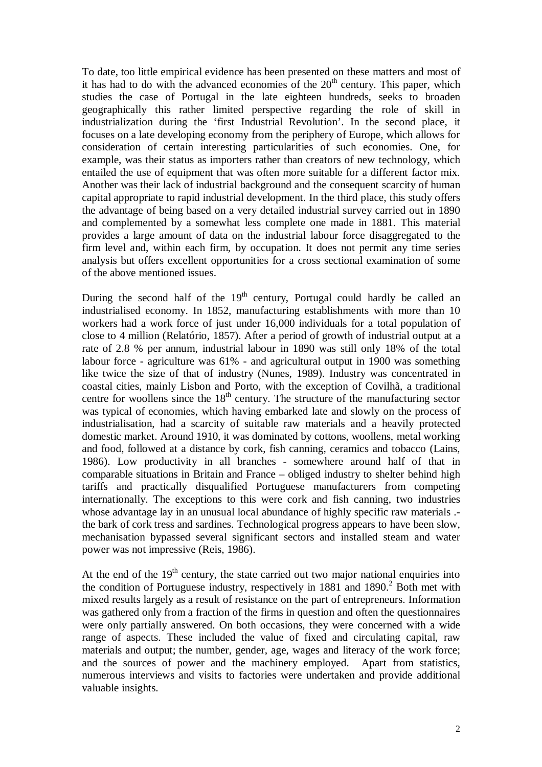To date, too little empirical evidence has been presented on these matters and most of it has had to do with the advanced economies of the 20th century. This paper, which studies the case of Portugal in the late eighteen hundreds, seeks to broaden geographically this rather limited perspective regarding the role of skill in industrialization during the 'first Industrial Revolution'. In the second place, it focuses on a late developing economy from the periphery of Europe, which allows for consideration of certain interesting particularities of such economies. One, for example, was their status as importers rather than creators of new technology, which entailed the use of equipment that was often more suitable for a different factor mix. Another was their lack of industrial background and the consequent scarcity of human capital appropriate to rapid industrial development. In the third place, this study offers the advantage of being based on a very detailed industrial survey carried out in 1890 and complemented by a somewhat less complete one made in 1881. This material provides a large amount of data on the industrial labour force disaggregated to the firm level and, within each firm, by occupation. It does not permit any time series analysis but offers excellent opportunities for a cross sectional examination of some of the above mentioned issues.

During the second half of the 19th century, Portugal could hardly be called an industrialised economy. In 1852, manufacturing establishments with more than 10 workers had a work force of just under 16,000 individuals for a total population of close to 4 million (Relatório, 1857). After a period of growth of industrial output at a rate of 2.8 % per annum, industrial labour in 1890 was still only 18% of the total labour force - agriculture was 61% - and agricultural output in 1900 was something like twice the size of that of industry (Nunes, 1989). Industry was concentrated in coastal cities, mainly Lisbon and Porto, with the exception of Covilhã, a traditional centre for woollens since the 18th century. The structure of the manufacturing sector was typical of economies, which having embarked late and slowly on the process of industrialisation, had a scarcity of suitable raw materials and a heavily protected domestic market. Around 1910, it was dominated by cottons, woollens, metal working and food, followed at a distance by cork, fish canning, ceramics and tobacco (Lains, 1986). Low productivity in all branches - somewhere around half of that in comparable situations in Britain and France – obliged industry to shelter behind high tariffs and practically disqualified Portuguese manufacturers from competing internationally. The exceptions to this were cork and fish canning, two industries whose advantage lay in an unusual local abundance of highly specific raw materials .- the bark of cork tress and sardines. Technological progress appears to have been slow, mechanisation bypassed several significant sectors and installed steam and water power was not impressive (Reis, 1986).

At the end of the 19th century, the state carried out two major national enquiries into the condition of Portuguese industry, respectively in 1881 and 1890.[2] Both met with mixed results largely as a result of resistance on the part of entrepreneurs. Information was gathered only from a fraction of the firms in question and often the questionnaires were only partially answered. On both occasions, they were concerned with a wide range of aspects. These included the value of fixed and circulating capital, raw materials and output; the number, gender, age, wages and literacy of the work force; and the sources of power and the machinery employed. Apart from statistics, numerous interviews and visits to factories were undertaken and provide additional valuable insights.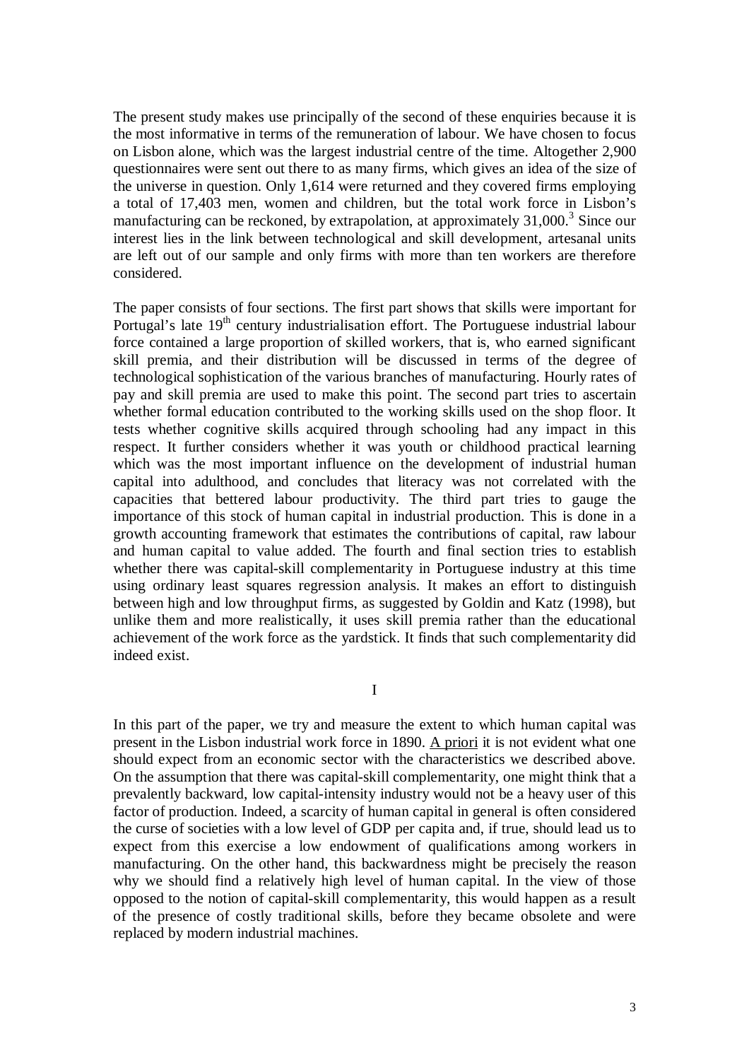The present study makes use principally of the second of these enquiries because it is the most informative in terms of the remuneration of labour. We have chosen to focus on Lisbon alone, which was the largest industrial centre of the time. Altogether 2,900 questionnaires were sent out there to as many firms, which gives an idea of the size of the universe in question. Only 1,614 were returned and they covered firms employing a total of 17,403 men, women and children, but the total work force in Lisbon's manufacturing can be reckoned, by extrapolation, at approximately 31,000.[3] Since our interest lies in the link between technological and skill development, artesanal units are left out of our sample and only firms with more than ten workers are therefore considered.

The paper consists of four sections. The first part shows that skills were important for Portugal's late 19th century industrialisation effort. The Portuguese industrial labour force contained a large proportion of skilled workers, that is, who earned significant skill premia, and their distribution will be discussed in terms of the degree of technological sophistication of the various branches of manufacturing. Hourly rates of pay and skill premia are used to make this point. The second part tries to ascertain whether formal education contributed to the working skills used on the shop floor. It tests whether cognitive skills acquired through schooling had any impact in this respect. It further considers whether it was youth or childhood practical learning which was the most important influence on the development of industrial human capital into adulthood, and concludes that literacy was not correlated with the capacities that bettered labour productivity. The third part tries to gauge the importance of this stock of human capital in industrial production. This is done in a growth accounting framework that estimates the contributions of capital, raw labour and human capital to value added. The fourth and final section tries to establish whether there was capital-skill complementarity in Portuguese industry at this time using ordinary least squares regression analysis. It makes an effort to distinguish between high and low throughput firms, as suggested by Goldin and Katz (1998), but unlike them and more realistically, it uses skill premia rather than the educational achievement of the work force as the yardstick. It finds that such complementarity did indeed exist.

## I

In this part of the paper, we try and measure the extent to which human capital was present in the Lisbon industrial work force in 1890. A priori it is not evident what one should expect from an economic sector with the characteristics we described above. On the assumption that there was capital-skill complementarity, one might think that a prevalently backward, low capital-intensity industry would not be a heavy user of this factor of production. Indeed, a scarcity of human capital in general is often considered the curse of societies with a low level of GDP per capita and, if true, should lead us to expect from this exercise a low endowment of qualifications among workers in manufacturing. On the other hand, this backwardness might be precisely the reason why we should find a relatively high level of human capital. In the view of those opposed to the notion of capital-skill complementarity, this would happen as a result of the presence of costly traditional skills, before they became obsolete and were replaced by modern industrial machines.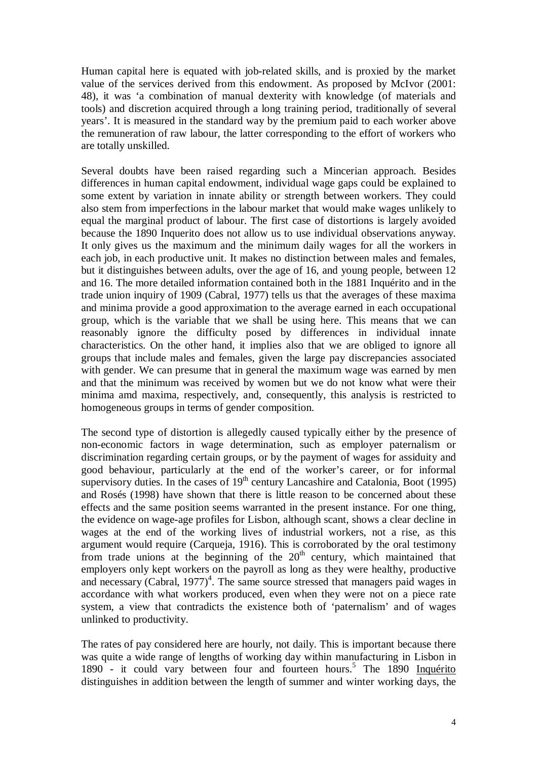Human capital here is equated with job-related skills, and is proxied by the market value of the services derived from this endowment. As proposed by McIvor (2001: 48), it was 'a combination of manual dexterity with knowledge (of materials and tools) and discretion acquired through a long training period, traditionally of several years'. It is measured in the standard way by the premium paid to each worker above the remuneration of raw labour, the latter corresponding to the effort of workers who are totally unskilled.

Several doubts have been raised regarding such a Mincerian approach. Besides differences in human capital endowment, individual wage gaps could be explained to some extent by variation in innate ability or strength between workers. They could also stem from imperfections in the labour market that would make wages unlikely to equal the marginal product of labour. The first case of distortions is largely avoided because the 1890 Inquerito does not allow us to use individual observations anyway. It only gives us the maximum and the minimum daily wages for all the workers in each job, in each productive unit. It makes no distinction between males and females, but it distinguishes between adults, over the age of 16, and young people, between 12 and 16. The more detailed information contained both in the 1881 Inquérito and in the trade union inquiry of 1909 (Cabral, 1977) tells us that the averages of these maxima and minima provide a good approximation to the average earned in each occupational group, which is the variable that we shall be using here. This means that we can reasonably ignore the difficulty posed by differences in individual innate characteristics. On the other hand, it implies also that we are obliged to ignore all groups that include males and females, given the large pay discrepancies associated with gender. We can presume that in general the maximum wage was earned by men and that the minimum was received by women but we do not know what were their minima amd maxima, respectively, and, consequently, this analysis is restricted to homogeneous groups in terms of gender composition.

The second type of distortion is allegedly caused typically either by the presence of non-economic factors in wage determination, such as employer paternalism or discrimination regarding certain groups, or by the payment of wages for assiduity and good behaviour, particularly at the end of the worker's career, or for informal supervisory duties. In the cases of 19th century Lancashire and Catalonia, Boot (1995) and Rosés (1998) have shown that there is little reason to be concerned about these effects and the same position seems warranted in the present instance. For one thing, the evidence on wage-age profiles for Lisbon, although scant, shows a clear decline in wages at the end of the working lives of industrial workers, not a rise, as this argument would require (Carqueja, 1916). This is corroborated by the oral testimony from trade unions at the beginning of the 20th century, which maintained that employers only kept workers on the payroll as long as they were healthy, productive and necessary (Cabral, 1977)[4]. The same source stressed that managers paid wages in accordance with what workers produced, even when they were not on a piece rate system, a view that contradicts the existence both of 'paternalism' and of wages unlinked to productivity.

The rates of pay considered here are hourly, not daily. This is important because there was quite a wide range of lengths of working day within manufacturing in Lisbon in 1890 - it could vary between four and fourteen hours.[5] The 1890 Inquérito distinguishes in addition between the length of summer and winter working days, the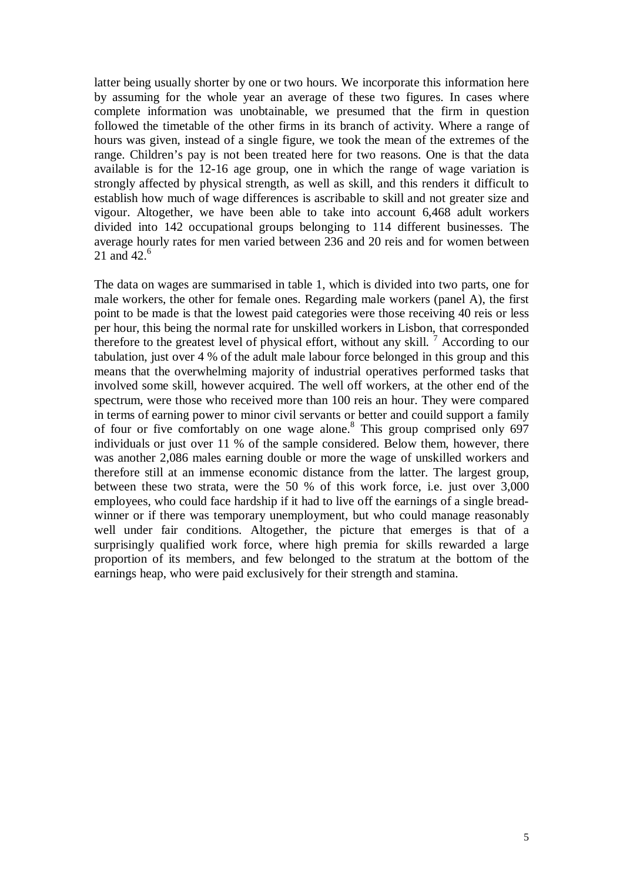latter being usually shorter by one or two hours. We incorporate this information here by assuming for the whole year an average of these two figures. In cases where complete information was unobtainable, we presumed that the firm in question followed the timetable of the other firms in its branch of activity. Where a range of hours was given, instead of a single figure, we took the mean of the extremes of the range. Children's pay is not been treated here for two reasons. One is that the data available is for the 12-16 age group, one in which the range of wage variation is strongly affected by physical strength, as well as skill, and this renders it difficult to establish how much of wage differences is ascribable to skill and not greater size and vigour. Altogether, we have been able to take into account 6,468 adult workers divided into 142 occupational groups belonging to 114 different businesses. The average hourly rates for men varied between 236 and 20 reis and for women between 21 and 42.[6]

The data on wages are summarised in table 1, which is divided into two parts, one for male workers, the other for female ones. Regarding male workers (panel A), the first point to be made is that the lowest paid categories were those receiving 40 reis or less per hour, this being the normal rate for unskilled workers in Lisbon, that corresponded therefore to the greatest level of physical effort, without any skill. [7] According to our tabulation, just over 4 % of the adult male labour force belonged in this group and this means that the overwhelming majority of industrial operatives performed tasks that involved some skill, however acquired. The well off workers, at the other end of the spectrum, were those who received more than 100 reis an hour. They were compared in terms of earning power to minor civil servants or better and couild support a family of four or five comfortably on one wage alone.[8] This group comprised only 697 individuals or just over 11 % of the sample considered. Below them, however, there was another 2,086 males earning double or more the wage of unskilled workers and therefore still at an immense economic distance from the latter. The largest group, between these two strata, were the 50 % of this work force, i.e. just over 3,000 employees, who could face hardship if it had to live off the earnings of a single bread-winner or if there was temporary unemployment, but who could manage reasonably well under fair conditions. Altogether, the picture that emerges is that of a surprisingly qualified work force, where high premia for skills rewarded a large proportion of its members, and few belonged to the stratum at the bottom of the earnings heap, who were paid exclusively for their strength and stamina.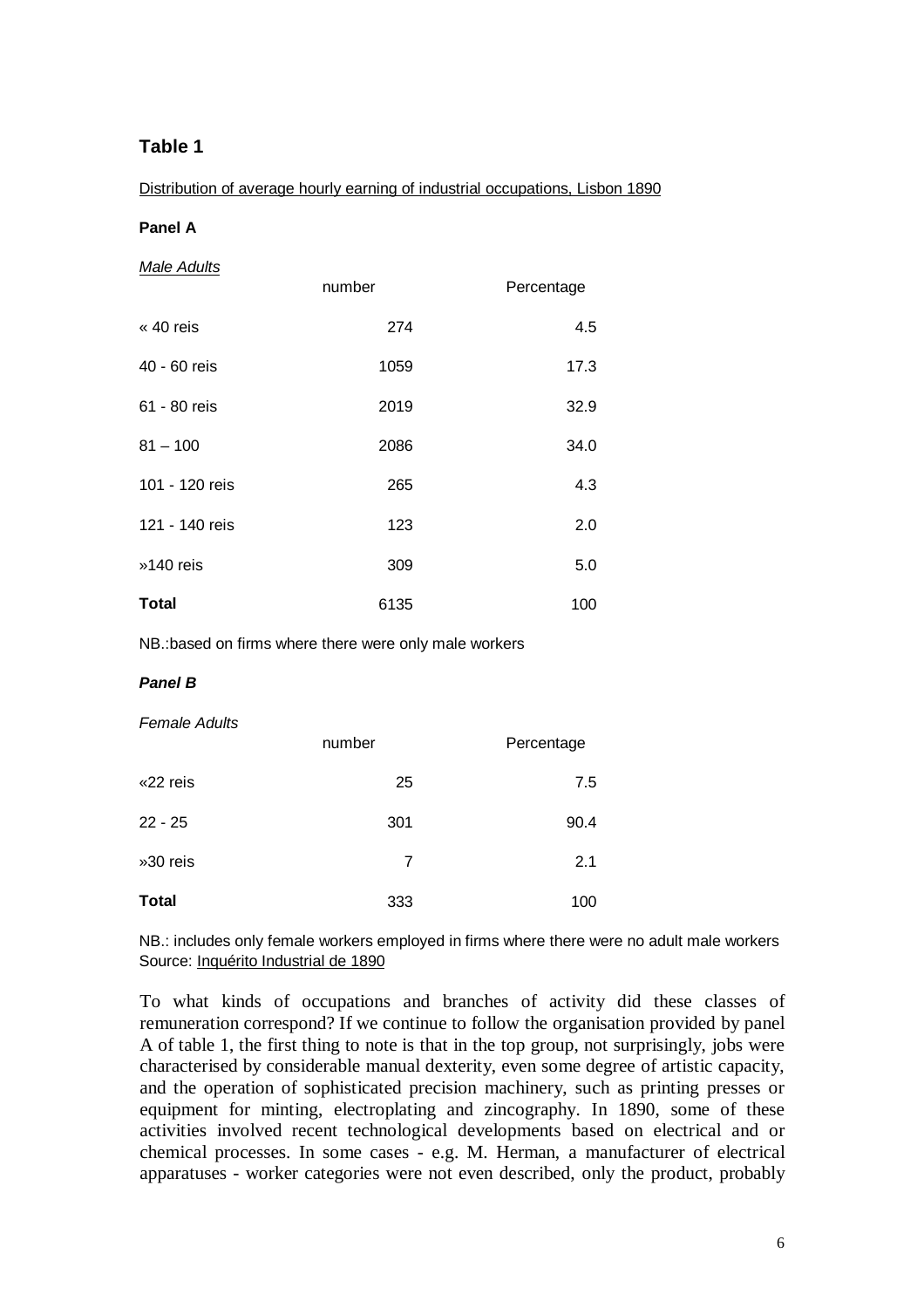## Table 1

Distribution of average hourly earning of industrial occupations, Lisbon 1890

**Panel A**

*Male Adults*

| | number | Percentage |
|---|---|---|
| « 40 reis | 274 | 4.5 |
| 40 - 60 reis | 1059 | 17.3 |
| 61 - 80 reis | 2019 | 32.9 |
| 81 – 100 | 2086 | 34.0 |
| 101 - 120 reis | 265 | 4.3 |
| 121 - 140 reis | 123 | 2.0 |
| »140 reis | 309 | 5.0 |
| **Total** | 6135 | 100 |

NB.:based on firms where there were only male workers

***Panel B***

*Female Adults*

| | number | Percentage |
|---|---|---|
| «22 reis | 25 | 7.5 |
| 22 - 25 | 301 | 90.4 |
| »30 reis | 7 | 2.1 |
| **Total** | 333 | 100 |

NB.: includes only female workers employed in firms where there were no adult male workers
Source: Inquérito Industrial de 1890

To what kinds of occupations and branches of activity did these classes of remuneration correspond? If we continue to follow the organisation provided by panel A of table 1, the first thing to note is that in the top group, not surprisingly, jobs were characterised by considerable manual dexterity, even some degree of artistic capacity, and the operation of sophisticated precision machinery, such as printing presses or equipment for minting, electroplating and zincography. In 1890, some of these activities involved recent technological developments based on electrical and or chemical processes. In some cases - e.g. M. Herman, a manufacturer of electrical apparatuses - worker categories were not even described, only the product, probably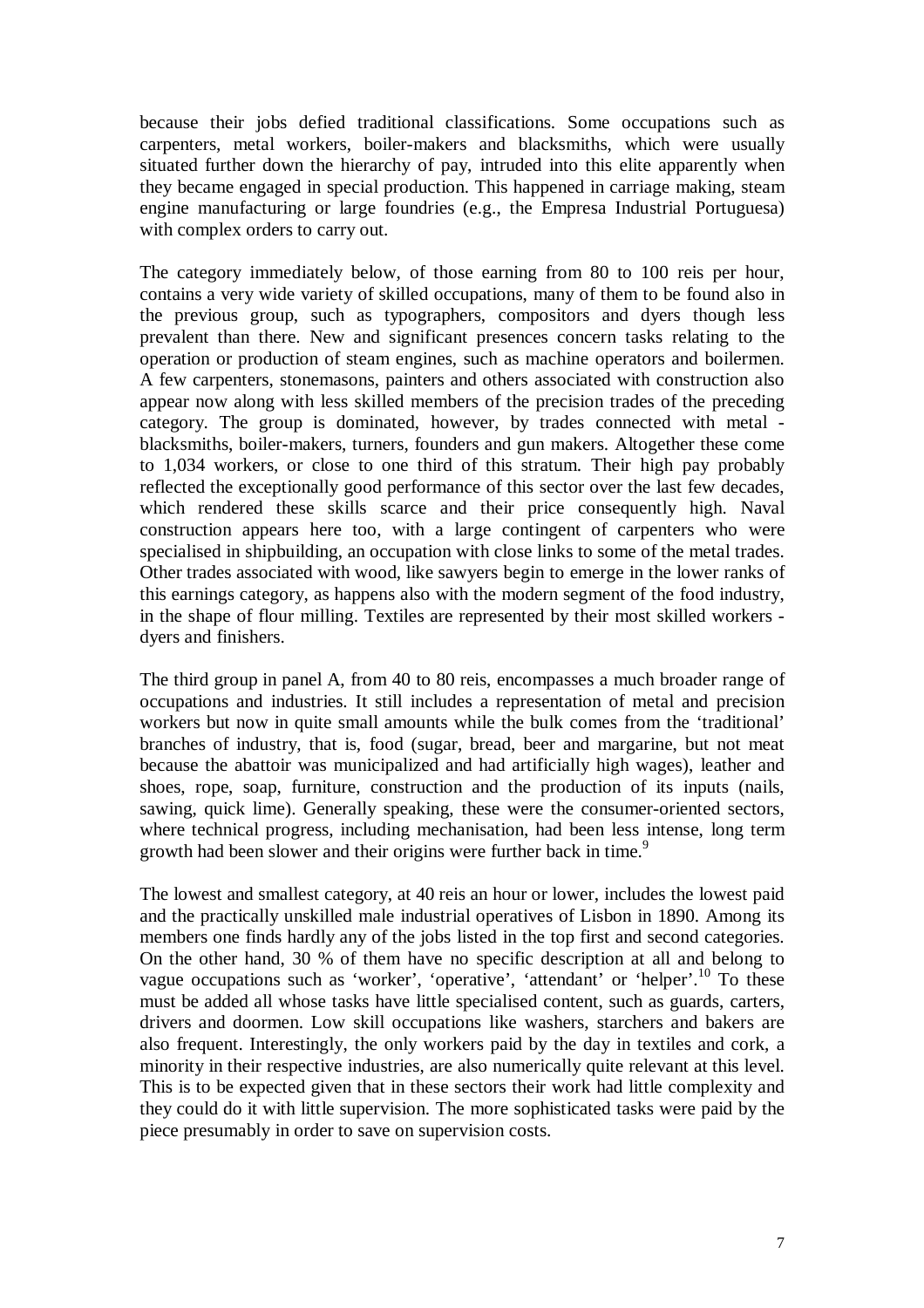because their jobs defied traditional classifications. Some occupations such as carpenters, metal workers, boiler-makers and blacksmiths, which were usually situated further down the hierarchy of pay, intruded into this elite apparently when they became engaged in special production. This happened in carriage making, steam engine manufacturing or large foundries (e.g., the Empresa Industrial Portuguesa) with complex orders to carry out.

The category immediately below, of those earning from 80 to 100 reis per hour, contains a very wide variety of skilled occupations, many of them to be found also in the previous group, such as typographers, compositors and dyers though less prevalent than there. New and significant presences concern tasks relating to the operation or production of steam engines, such as machine operators and boilermen. A few carpenters, stonemasons, painters and others associated with construction also appear now along with less skilled members of the precision trades of the preceding category. The group is dominated, however, by trades connected with metal - blacksmiths, boiler-makers, turners, founders and gun makers. Altogether these come to 1,034 workers, or close to one third of this stratum. Their high pay probably reflected the exceptionally good performance of this sector over the last few decades, which rendered these skills scarce and their price consequently high. Naval construction appears here too, with a large contingent of carpenters who were specialised in shipbuilding, an occupation with close links to some of the metal trades. Other trades associated with wood, like sawyers begin to emerge in the lower ranks of this earnings category, as happens also with the modern segment of the food industry, in the shape of flour milling. Textiles are represented by their most skilled workers - dyers and finishers.

The third group in panel A, from 40 to 80 reis, encompasses a much broader range of occupations and industries. It still includes a representation of metal and precision workers but now in quite small amounts while the bulk comes from the 'traditional' branches of industry, that is, food (sugar, bread, beer and margarine, but not meat because the abattoir was municipalized and had artificially high wages), leather and shoes, rope, soap, furniture, construction and the production of its inputs (nails, sawing, quick lime). Generally speaking, these were the consumer-oriented sectors, where technical progress, including mechanisation, had been less intense, long term growth had been slower and their origins were further back in time.[9]

The lowest and smallest category, at 40 reis an hour or lower, includes the lowest paid and the practically unskilled male industrial operatives of Lisbon in 1890. Among its members one finds hardly any of the jobs listed in the top first and second categories. On the other hand, 30 % of them have no specific description at all and belong to vague occupations such as 'worker', 'operative', 'attendant' or 'helper'.[10] To these must be added all whose tasks have little specialised content, such as guards, carters, drivers and doormen. Low skill occupations like washers, starchers and bakers are also frequent. Interestingly, the only workers paid by the day in textiles and cork, a minority in their respective industries, are also numerically quite relevant at this level. This is to be expected given that in these sectors their work had little complexity and they could do it with little supervision. The more sophisticated tasks were paid by the piece presumably in order to save on supervision costs.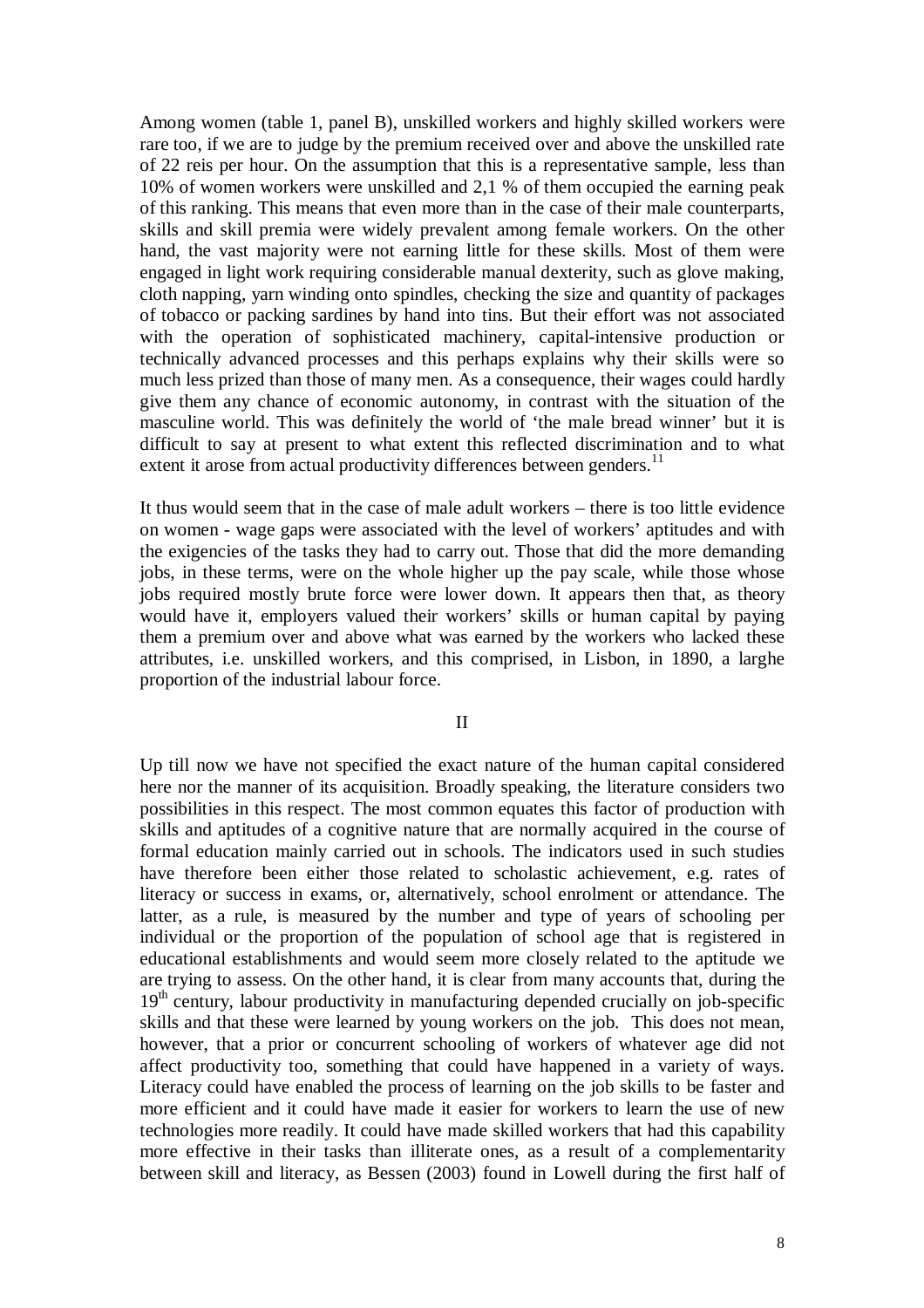Among women (table 1, panel B), unskilled workers and highly skilled workers were rare too, if we are to judge by the premium received over and above the unskilled rate of 22 reis per hour. On the assumption that this is a representative sample, less than 10% of women workers were unskilled and 2,1 % of them occupied the earning peak of this ranking. This means that even more than in the case of their male counterparts, skills and skill premia were widely prevalent among female workers. On the other hand, the vast majority were not earning little for these skills. Most of them were engaged in light work requiring considerable manual dexterity, such as glove making, cloth napping, yarn winding onto spindles, checking the size and quantity of packages of tobacco or packing sardines by hand into tins. But their effort was not associated with the operation of sophisticated machinery, capital-intensive production or technically advanced processes and this perhaps explains why their skills were so much less prized than those of many men. As a consequence, their wages could hardly give them any chance of economic autonomy, in contrast with the situation of the masculine world. This was definitely the world of 'the male bread winner' but it is difficult to say at present to what extent this reflected discrimination and to what extent it arose from actual productivity differences between genders.[11]

It thus would seem that in the case of male adult workers – there is too little evidence on women - wage gaps were associated with the level of workers' aptitudes and with the exigencies of the tasks they had to carry out. Those that did the more demanding jobs, in these terms, were on the whole higher up the pay scale, while those whose jobs required mostly brute force were lower down. It appears then that, as theory would have it, employers valued their workers' skills or human capital by paying them a premium over and above what was earned by the workers who lacked these attributes, i.e. unskilled workers, and this comprised, in Lisbon, in 1890, a larghe proportion of the industrial labour force.

## II

Up till now we have not specified the exact nature of the human capital considered here nor the manner of its acquisition. Broadly speaking, the literature considers two possibilities in this respect. The most common equates this factor of production with skills and aptitudes of a cognitive nature that are normally acquired in the course of formal education mainly carried out in schools. The indicators used in such studies have therefore been either those related to scholastic achievement, e.g. rates of literacy or success in exams, or, alternatively, school enrolment or attendance. The latter, as a rule, is measured by the number and type of years of schooling per individual or the proportion of the population of school age that is registered in educational establishments and would seem more closely related to the aptitude we are trying to assess. On the other hand, it is clear from many accounts that, during the 19th century, labour productivity in manufacturing depended crucially on job-specific skills and that these were learned by young workers on the job. This does not mean, however, that a prior or concurrent schooling of workers of whatever age did not affect productivity too, something that could have happened in a variety of ways. Literacy could have enabled the process of learning on the job skills to be faster and more efficient and it could have made it easier for workers to learn the use of new technologies more readily. It could have made skilled workers that had this capability more effective in their tasks than illiterate ones, as a result of a complementarity between skill and literacy, as Bessen (2003) found in Lowell during the first half of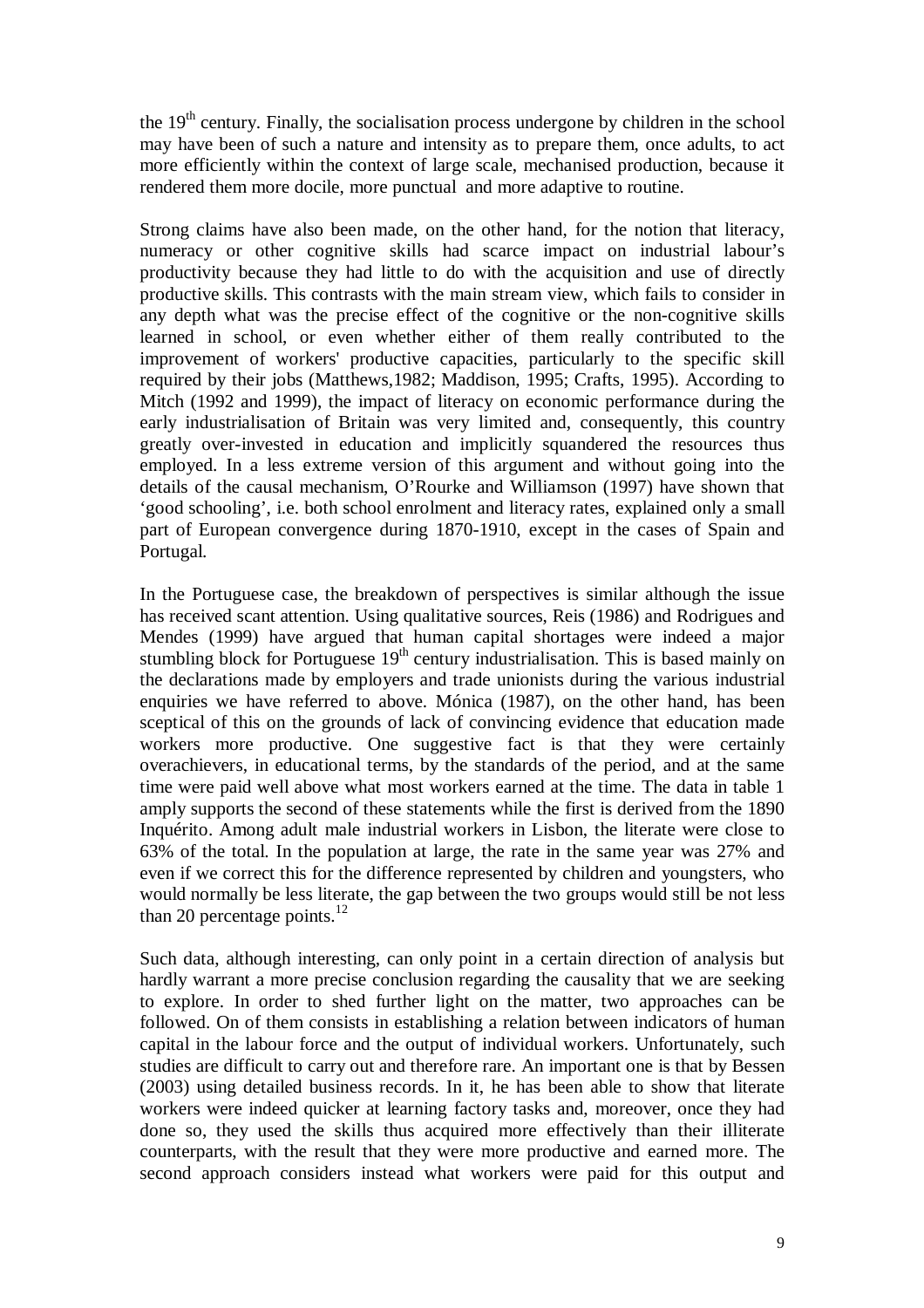the 19th century. Finally, the socialisation process undergone by children in the school may have been of such a nature and intensity as to prepare them, once adults, to act more efficiently within the context of large scale, mechanised production, because it rendered them more docile, more punctual and more adaptive to routine.

Strong claims have also been made, on the other hand, for the notion that literacy, numeracy or other cognitive skills had scarce impact on industrial labour's productivity because they had little to do with the acquisition and use of directly productive skills. This contrasts with the main stream view, which fails to consider in any depth what was the precise effect of the cognitive or the non-cognitive skills learned in school, or even whether either of them really contributed to the improvement of workers' productive capacities, particularly to the specific skill required by their jobs (Matthews,1982; Maddison, 1995; Crafts, 1995). According to Mitch (1992 and 1999), the impact of literacy on economic performance during the early industrialisation of Britain was very limited and, consequently, this country greatly over-invested in education and implicitly squandered the resources thus employed. In a less extreme version of this argument and without going into the details of the causal mechanism, O'Rourke and Williamson (1997) have shown that 'good schooling', i.e. both school enrolment and literacy rates, explained only a small part of European convergence during 1870-1910, except in the cases of Spain and Portugal.

In the Portuguese case, the breakdown of perspectives is similar although the issue has received scant attention. Using qualitative sources, Reis (1986) and Rodrigues and Mendes (1999) have argued that human capital shortages were indeed a major stumbling block for Portuguese 19th century industrialisation. This is based mainly on the declarations made by employers and trade unionists during the various industrial enquiries we have referred to above. Mónica (1987), on the other hand, has been sceptical of this on the grounds of lack of convincing evidence that education made workers more productive. One suggestive fact is that they were certainly overachievers, in educational terms, by the standards of the period, and at the same time were paid well above what most workers earned at the time. The data in table 1 amply supports the second of these statements while the first is derived from the 1890 Inquérito. Among adult male industrial workers in Lisbon, the literate were close to 63% of the total. In the population at large, the rate in the same year was 27% and even if we correct this for the difference represented by children and youngsters, who would normally be less literate, the gap between the two groups would still be not less than 20 percentage points.[12]

Such data, although interesting, can only point in a certain direction of analysis but hardly warrant a more precise conclusion regarding the causality that we are seeking to explore. In order to shed further light on the matter, two approaches can be followed. On of them consists in establishing a relation between indicators of human capital in the labour force and the output of individual workers. Unfortunately, such studies are difficult to carry out and therefore rare. An important one is that by Bessen (2003) using detailed business records. In it, he has been able to show that literate workers were indeed quicker at learning factory tasks and, moreover, once they had done so, they used the skills thus acquired more effectively than their illiterate counterparts, with the result that they were more productive and earned more. The second approach considers instead what workers were paid for this output and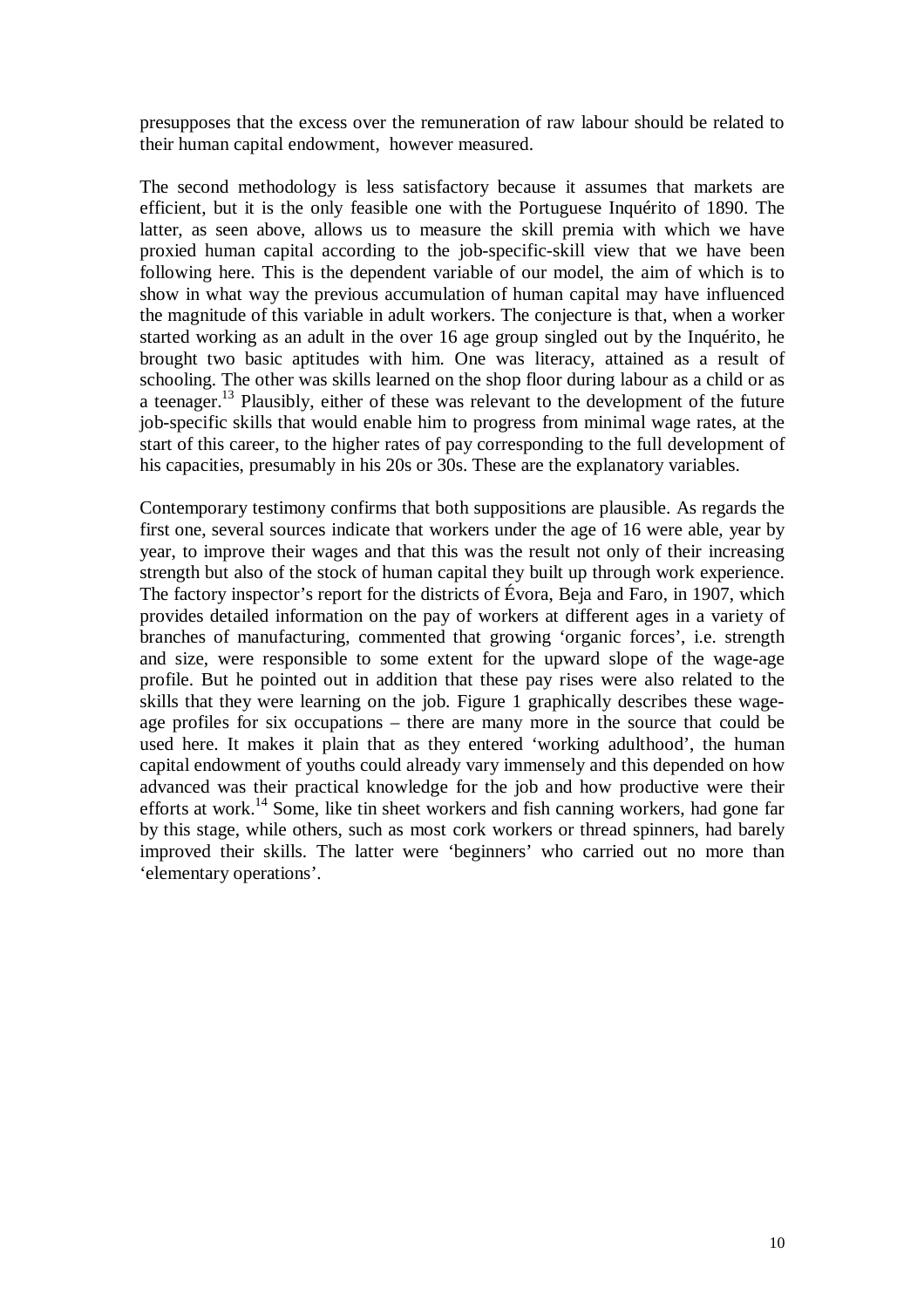presupposes that the excess over the remuneration of raw labour should be related to their human capital endowment, however measured.

The second methodology is less satisfactory because it assumes that markets are efficient, but it is the only feasible one with the Portuguese Inquérito of 1890. The latter, as seen above, allows us to measure the skill premia with which we have proxied human capital according to the job-specific-skill view that we have been following here. This is the dependent variable of our model, the aim of which is to show in what way the previous accumulation of human capital may have influenced the magnitude of this variable in adult workers. The conjecture is that, when a worker started working as an adult in the over 16 age group singled out by the Inquérito, he brought two basic aptitudes with him. One was literacy, attained as a result of schooling. The other was skills learned on the shop floor during labour as a child or as a teenager.[13] Plausibly, either of these was relevant to the development of the future job-specific skills that would enable him to progress from minimal wage rates, at the start of this career, to the higher rates of pay corresponding to the full development of his capacities, presumably in his 20s or 30s. These are the explanatory variables.

Contemporary testimony confirms that both suppositions are plausible. As regards the first one, several sources indicate that workers under the age of 16 were able, year by year, to improve their wages and that this was the result not only of their increasing strength but also of the stock of human capital they built up through work experience. The factory inspector's report for the districts of Évora, Beja and Faro, in 1907, which provides detailed information on the pay of workers at different ages in a variety of branches of manufacturing, commented that growing 'organic forces', i.e. strength and size, were responsible to some extent for the upward slope of the wage-age profile. But he pointed out in addition that these pay rises were also related to the skills that they were learning on the job. Figure 1 graphically describes these wage-age profiles for six occupations – there are many more in the source that could be used here. It makes it plain that as they entered 'working adulthood', the human capital endowment of youths could already vary immensely and this depended on how advanced was their practical knowledge for the job and how productive were their efforts at work.[14] Some, like tin sheet workers and fish canning workers, had gone far by this stage, while others, such as most cork workers or thread spinners, had barely improved their skills. The latter were 'beginners' who carried out no more than 'elementary operations'.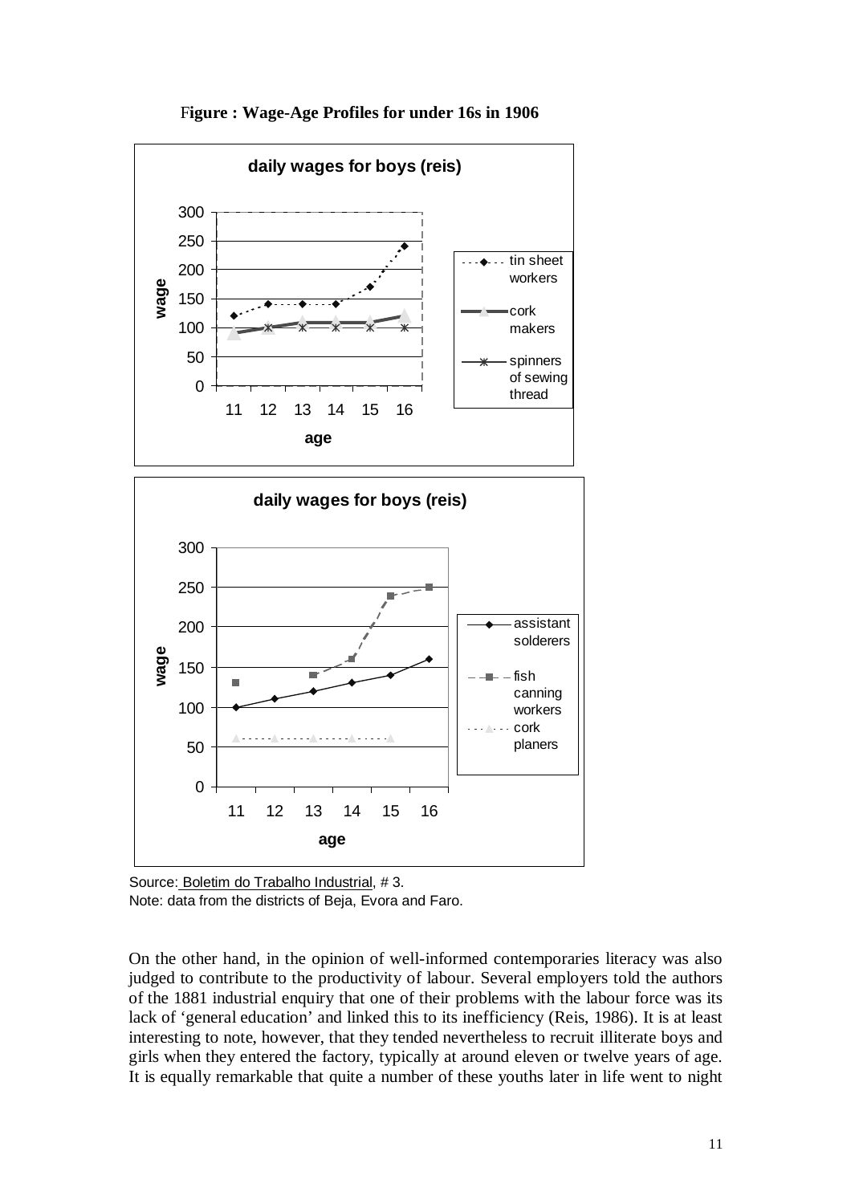**Figure : Wage-Age Profiles for under 16s in 1906**

Source: Boletim do Trabalho Industrial, # 3.
Note: data from the districts of Beja, Evora and Faro.

On the other hand, in the opinion of well-informed contemporaries literacy was also judged to contribute to the productivity of labour. Several employers told the authors of the 1881 industrial enquiry that one of their problems with the labour force was its lack of 'general education' and linked this to its inefficiency (Reis, 1986). It is at least interesting to note, however, that they tended nevertheless to recruit illiterate boys and girls when they entered the factory, typically at around eleven or twelve years of age. It is equally remarkable that quite a number of these youths later in life went to night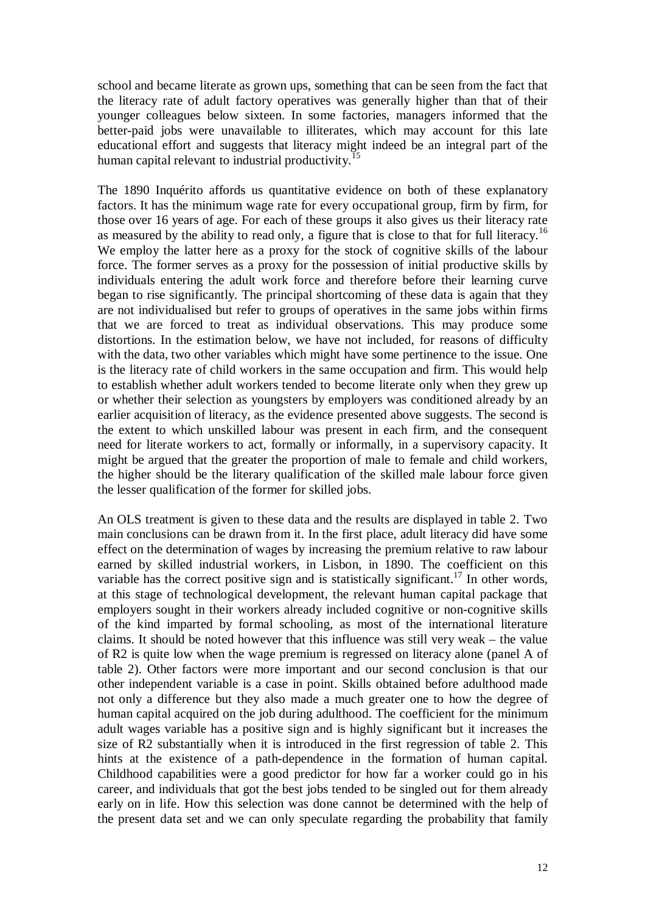school and became literate as grown ups, something that can be seen from the fact that the literacy rate of adult factory operatives was generally higher than that of their younger colleagues below sixteen. In some factories, managers informed that the better-paid jobs were unavailable to illiterates, which may account for this late educational effort and suggests that literacy might indeed be an integral part of the human capital relevant to industrial productivity.[15]

The 1890 Inquérito affords us quantitative evidence on both of these explanatory factors. It has the minimum wage rate for every occupational group, firm by firm, for those over 16 years of age. For each of these groups it also gives us their literacy rate as measured by the ability to read only, a figure that is close to that for full literacy.[16] We employ the latter here as a proxy for the stock of cognitive skills of the labour force. The former serves as a proxy for the possession of initial productive skills by individuals entering the adult work force and therefore before their learning curve began to rise significantly. The principal shortcoming of these data is again that they are not individualised but refer to groups of operatives in the same jobs within firms that we are forced to treat as individual observations. This may produce some distortions. In the estimation below, we have not included, for reasons of difficulty with the data, two other variables which might have some pertinence to the issue. One is the literacy rate of child workers in the same occupation and firm. This would help to establish whether adult workers tended to become literate only when they grew up or whether their selection as youngsters by employers was conditioned already by an earlier acquisition of literacy, as the evidence presented above suggests. The second is the extent to which unskilled labour was present in each firm, and the consequent need for literate workers to act, formally or informally, in a supervisory capacity. It might be argued that the greater the proportion of male to female and child workers, the higher should be the literary qualification of the skilled male labour force given the lesser qualification of the former for skilled jobs.

An OLS treatment is given to these data and the results are displayed in table 2. Two main conclusions can be drawn from it. In the first place, adult literacy did have some effect on the determination of wages by increasing the premium relative to raw labour earned by skilled industrial workers, in Lisbon, in 1890. The coefficient on this variable has the correct positive sign and is statistically significant.[17] In other words, at this stage of technological development, the relevant human capital package that employers sought in their workers already included cognitive or non-cognitive skills of the kind imparted by formal schooling, as most of the international literature claims. It should be noted however that this influence was still very weak – the value of R2 is quite low when the wage premium is regressed on literacy alone (panel A of table 2). Other factors were more important and our second conclusion is that our other independent variable is a case in point. Skills obtained before adulthood made not only a difference but they also made a much greater one to how the degree of human capital acquired on the job during adulthood. The coefficient for the minimum adult wages variable has a positive sign and is highly significant but it increases the size of R2 substantially when it is introduced in the first regression of table 2. This hints at the existence of a path-dependence in the formation of human capital. Childhood capabilities were a good predictor for how far a worker could go in his career, and individuals that got the best jobs tended to be singled out for them already early on in life. How this selection was done cannot be determined with the help of the present data set and we can only speculate regarding the probability that family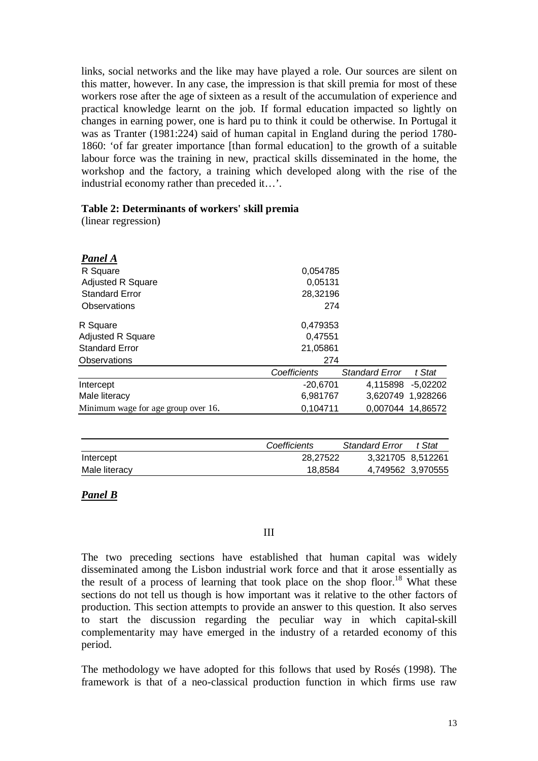links, social networks and the like may have played a role. Our sources are silent on this matter, however. In any case, the impression is that skill premia for most of these workers rose after the age of sixteen as a result of the accumulation of experience and practical knowledge learnt on the job. If formal education impacted so lightly on changes in earning power, one is hard pu to think it could be otherwise. In Portugal it was as Tranter (1981:224) said of human capital in England during the period 1780-1860: 'of far greater importance [than formal education] to the growth of a suitable labour force was the training in new, practical skills disseminated in the home, the workshop and the factory, a training which developed along with the rise of the industrial economy rather than preceded it…'.

**Table 2: Determinants of workers' skill premia**
(linear regression)

***Panel A***

| | | | |
|---|---|---|---|
| R Square | 0,054785 | | |
| Adjusted R Square | 0,05131 | | |
| Standard Error | 28,32196 | | |
| Observations | 274 | | |
| R Square | 0,479353 | | |
| Adjusted R Square | 0,47551 | | |
| Standard Error | 21,05861 | | |
| Observations | 274 | | |
| | *Coefficients* | *Standard Error* | *t Stat* |
| Intercept | -20,6701 | 4,115898 | -5,02202 |
| Male literacy | 6,981767 | 3,620749 | 1,928266 |
| Minimum wage for age group over 16. | 0,104711 | 0,007044 | 14,86572 |

| | *Coefficients* | *Standard Error* | *t Stat* |
|---|---|---|---|
| Intercept | 28,27522 | 3,321705 | 8,512261 |
| Male literacy | 18,8584 | 4,749562 | 3,970555 |

***Panel B***

III

The two preceding sections have established that human capital was widely disseminated among the Lisbon industrial work force and that it arose essentially as the result of a process of learning that took place on the shop floor.[18] What these sections do not tell us though is how important was it relative to the other factors of production. This section attempts to provide an answer to this question. It also serves to start the discussion regarding the peculiar way in which capital-skill complementarity may have emerged in the industry of a retarded economy of this period.

The methodology we have adopted for this follows that used by Rosés (1998). The framework is that of a neo-classical production function in which firms use raw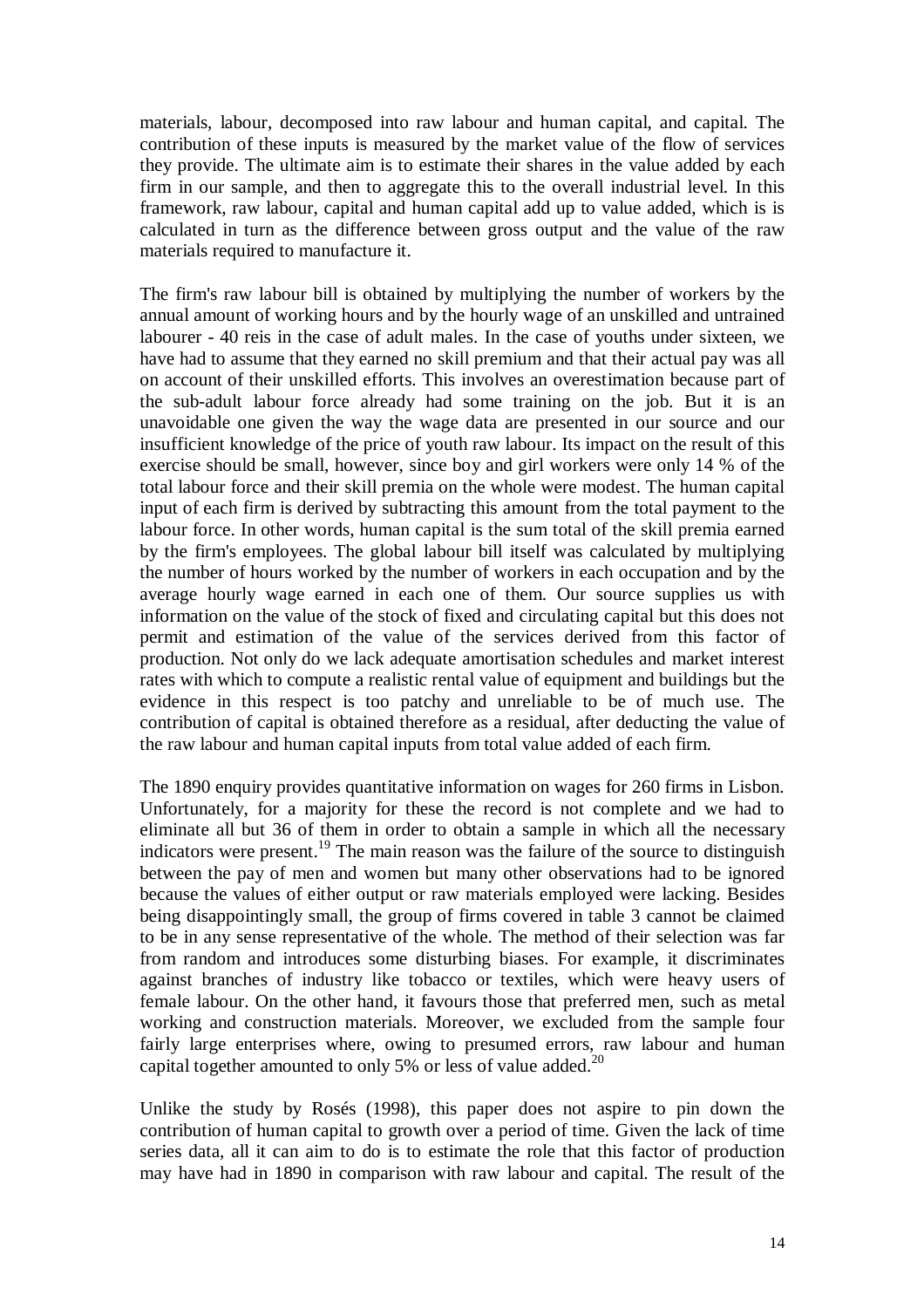materials, labour, decomposed into raw labour and human capital, and capital. The contribution of these inputs is measured by the market value of the flow of services they provide. The ultimate aim is to estimate their shares in the value added by each firm in our sample, and then to aggregate this to the overall industrial level. In this framework, raw labour, capital and human capital add up to value added, which is is calculated in turn as the difference between gross output and the value of the raw materials required to manufacture it.

The firm's raw labour bill is obtained by multiplying the number of workers by the annual amount of working hours and by the hourly wage of an unskilled and untrained labourer - 40 reis in the case of adult males. In the case of youths under sixteen, we have had to assume that they earned no skill premium and that their actual pay was all on account of their unskilled efforts. This involves an overestimation because part of the sub-adult labour force already had some training on the job. But it is an unavoidable one given the way the wage data are presented in our source and our insufficient knowledge of the price of youth raw labour. Its impact on the result of this exercise should be small, however, since boy and girl workers were only 14 % of the total labour force and their skill premia on the whole were modest. The human capital input of each firm is derived by subtracting this amount from the total payment to the labour force. In other words, human capital is the sum total of the skill premia earned by the firm's employees. The global labour bill itself was calculated by multiplying the number of hours worked by the number of workers in each occupation and by the average hourly wage earned in each one of them. Our source supplies us with information on the value of the stock of fixed and circulating capital but this does not permit and estimation of the value of the services derived from this factor of production. Not only do we lack adequate amortisation schedules and market interest rates with which to compute a realistic rental value of equipment and buildings but the evidence in this respect is too patchy and unreliable to be of much use. The contribution of capital is obtained therefore as a residual, after deducting the value of the raw labour and human capital inputs from total value added of each firm.

The 1890 enquiry provides quantitative information on wages for 260 firms in Lisbon. Unfortunately, for a majority for these the record is not complete and we had to eliminate all but 36 of them in order to obtain a sample in which all the necessary indicators were present.[19] The main reason was the failure of the source to distinguish between the pay of men and women but many other observations had to be ignored because the values of either output or raw materials employed were lacking. Besides being disappointingly small, the group of firms covered in table 3 cannot be claimed to be in any sense representative of the whole. The method of their selection was far from random and introduces some disturbing biases. For example, it discriminates against branches of industry like tobacco or textiles, which were heavy users of female labour. On the other hand, it favours those that preferred men, such as metal working and construction materials. Moreover, we excluded from the sample four fairly large enterprises where, owing to presumed errors, raw labour and human capital together amounted to only 5% or less of value added.[20]

Unlike the study by Rosés (1998), this paper does not aspire to pin down the contribution of human capital to growth over a period of time. Given the lack of time series data, all it can aim to do is to estimate the role that this factor of production may have had in 1890 in comparison with raw labour and capital. The result of the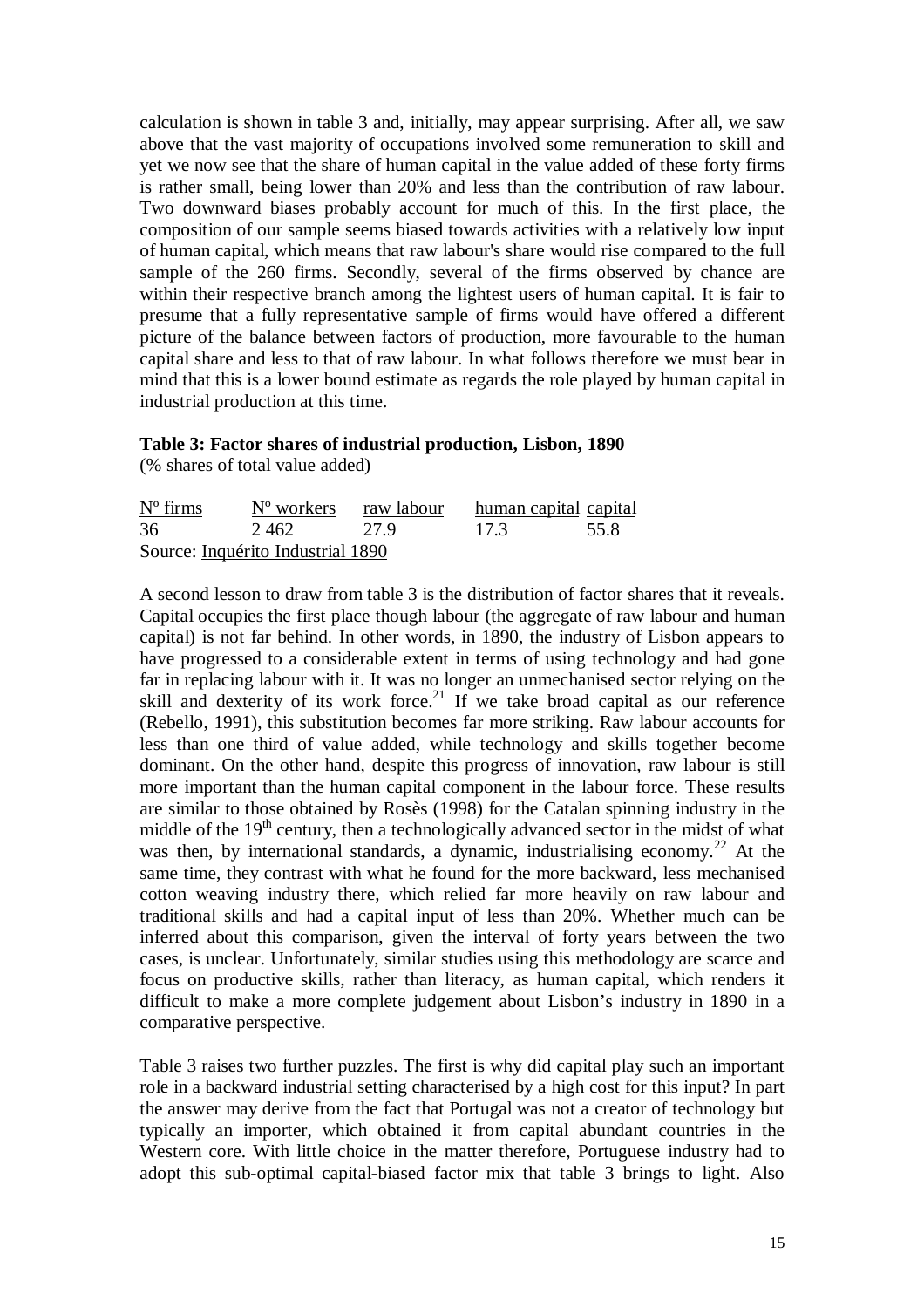calculation is shown in table 3 and, initially, may appear surprising. After all, we saw above that the vast majority of occupations involved some remuneration to skill and yet we now see that the share of human capital in the value added of these forty firms is rather small, being lower than 20% and less than the contribution of raw labour. Two downward biases probably account for much of this. In the first place, the composition of our sample seems biased towards activities with a relatively low input of human capital, which means that raw labour's share would rise compared to the full sample of the 260 firms. Secondly, several of the firms observed by chance are within their respective branch among the lightest users of human capital. It is fair to presume that a fully representative sample of firms would have offered a different picture of the balance between factors of production, more favourable to the human capital share and less to that of raw labour. In what follows therefore we must bear in mind that this is a lower bound estimate as regards the role played by human capital in industrial production at this time.

**Table 3: Factor shares of industrial production, Lisbon, 1890**
(% shares of total value added)

| Nº firms | Nº workers | raw labour | human capital | capital |
|---|---|---|---|---|
| 36 | 2 462 | 27.9 | 17.3 | 55.8 |

Source: Inquérito Industrial 1890

A second lesson to draw from table 3 is the distribution of factor shares that it reveals. Capital occupies the first place though labour (the aggregate of raw labour and human capital) is not far behind. In other words, in 1890, the industry of Lisbon appears to have progressed to a considerable extent in terms of using technology and had gone far in replacing labour with it. It was no longer an unmechanised sector relying on the skill and dexterity of its work force.[21] If we take broad capital as our reference (Rebello, 1991), this substitution becomes far more striking. Raw labour accounts for less than one third of value added, while technology and skills together become dominant. On the other hand, despite this progress of innovation, raw labour is still more important than the human capital component in the labour force. These results are similar to those obtained by Rosès (1998) for the Catalan spinning industry in the middle of the 19th century, then a technologically advanced sector in the midst of what was then, by international standards, a dynamic, industrialising economy.[22] At the same time, they contrast with what he found for the more backward, less mechanised cotton weaving industry there, which relied far more heavily on raw labour and traditional skills and had a capital input of less than 20%. Whether much can be inferred about this comparison, given the interval of forty years between the two cases, is unclear. Unfortunately, similar studies using this methodology are scarce and focus on productive skills, rather than literacy, as human capital, which renders it difficult to make a more complete judgement about Lisbon's industry in 1890 in a comparative perspective.

Table 3 raises two further puzzles. The first is why did capital play such an important role in a backward industrial setting characterised by a high cost for this input? In part the answer may derive from the fact that Portugal was not a creator of technology but typically an importer, which obtained it from capital abundant countries in the Western core. With little choice in the matter therefore, Portuguese industry had to adopt this sub-optimal capital-biased factor mix that table 3 brings to light. Also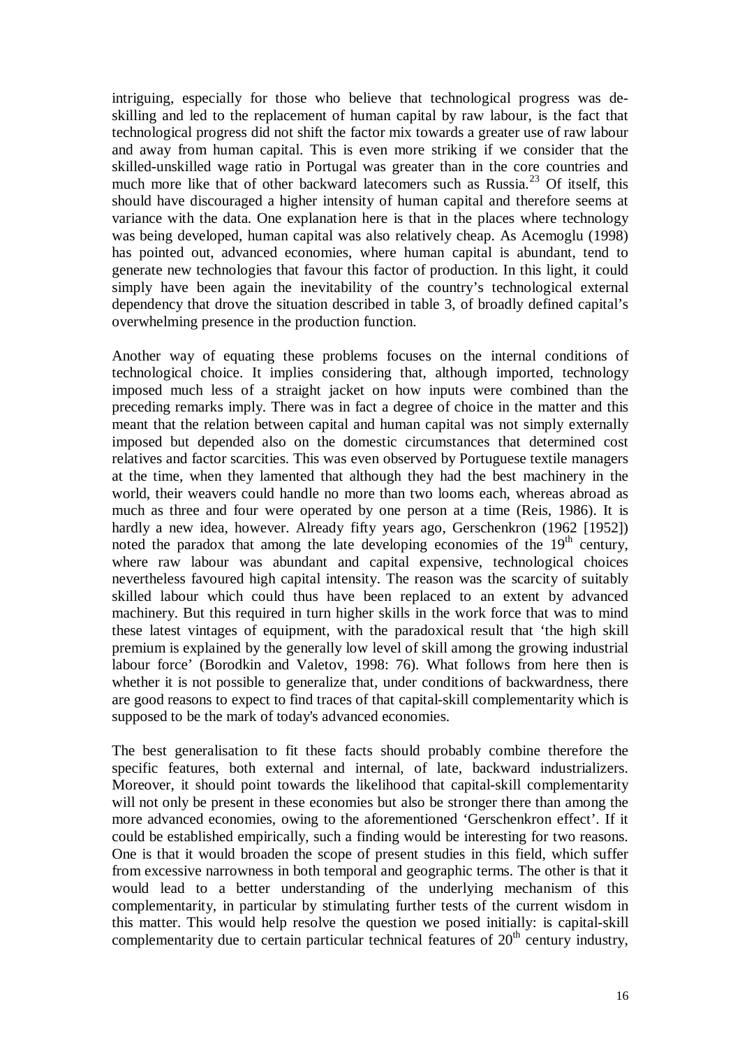intriguing, especially for those who believe that technological progress was de-skilling and led to the replacement of human capital by raw labour, is the fact that technological progress did not shift the factor mix towards a greater use of raw labour and away from human capital. This is even more striking if we consider that the skilled-unskilled wage ratio in Portugal was greater than in the core countries and much more like that of other backward latecomers such as Russia.[23] Of itself, this should have discouraged a higher intensity of human capital and therefore seems at variance with the data. One explanation here is that in the places where technology was being developed, human capital was also relatively cheap. As Acemoglu (1998) has pointed out, advanced economies, where human capital is abundant, tend to generate new technologies that favour this factor of production. In this light, it could simply have been again the inevitability of the country's technological external dependency that drove the situation described in table 3, of broadly defined capital's overwhelming presence in the production function.

Another way of equating these problems focuses on the internal conditions of technological choice. It implies considering that, although imported, technology imposed much less of a straight jacket on how inputs were combined than the preceding remarks imply. There was in fact a degree of choice in the matter and this meant that the relation between capital and human capital was not simply externally imposed but depended also on the domestic circumstances that determined cost relatives and factor scarcities. This was even observed by Portuguese textile managers at the time, when they lamented that although they had the best machinery in the world, their weavers could handle no more than two looms each, whereas abroad as much as three and four were operated by one person at a time (Reis, 1986). It is hardly a new idea, however. Already fifty years ago, Gerschenkron (1962 [1952]) noted the paradox that among the late developing economies of the 19th century, where raw labour was abundant and capital expensive, technological choices nevertheless favoured high capital intensity. The reason was the scarcity of suitably skilled labour which could thus have been replaced to an extent by advanced machinery. But this required in turn higher skills in the work force that was to mind these latest vintages of equipment, with the paradoxical result that 'the high skill premium is explained by the generally low level of skill among the growing industrial labour force' (Borodkin and Valetov, 1998: 76). What follows from here then is whether it is not possible to generalize that, under conditions of backwardness, there are good reasons to expect to find traces of that capital-skill complementarity which is supposed to be the mark of today's advanced economies.

The best generalisation to fit these facts should probably combine therefore the specific features, both external and internal, of late, backward industrializers. Moreover, it should point towards the likelihood that capital-skill complementarity will not only be present in these economies but also be stronger there than among the more advanced economies, owing to the aforementioned 'Gerschenkron effect'. If it could be established empirically, such a finding would be interesting for two reasons. One is that it would broaden the scope of present studies in this field, which suffer from excessive narrowness in both temporal and geographic terms. The other is that it would lead to a better understanding of the underlying mechanism of this complementarity, in particular by stimulating further tests of the current wisdom in this matter. This would help resolve the question we posed initially: is capital-skill complementarity due to certain particular technical features of 20th century industry,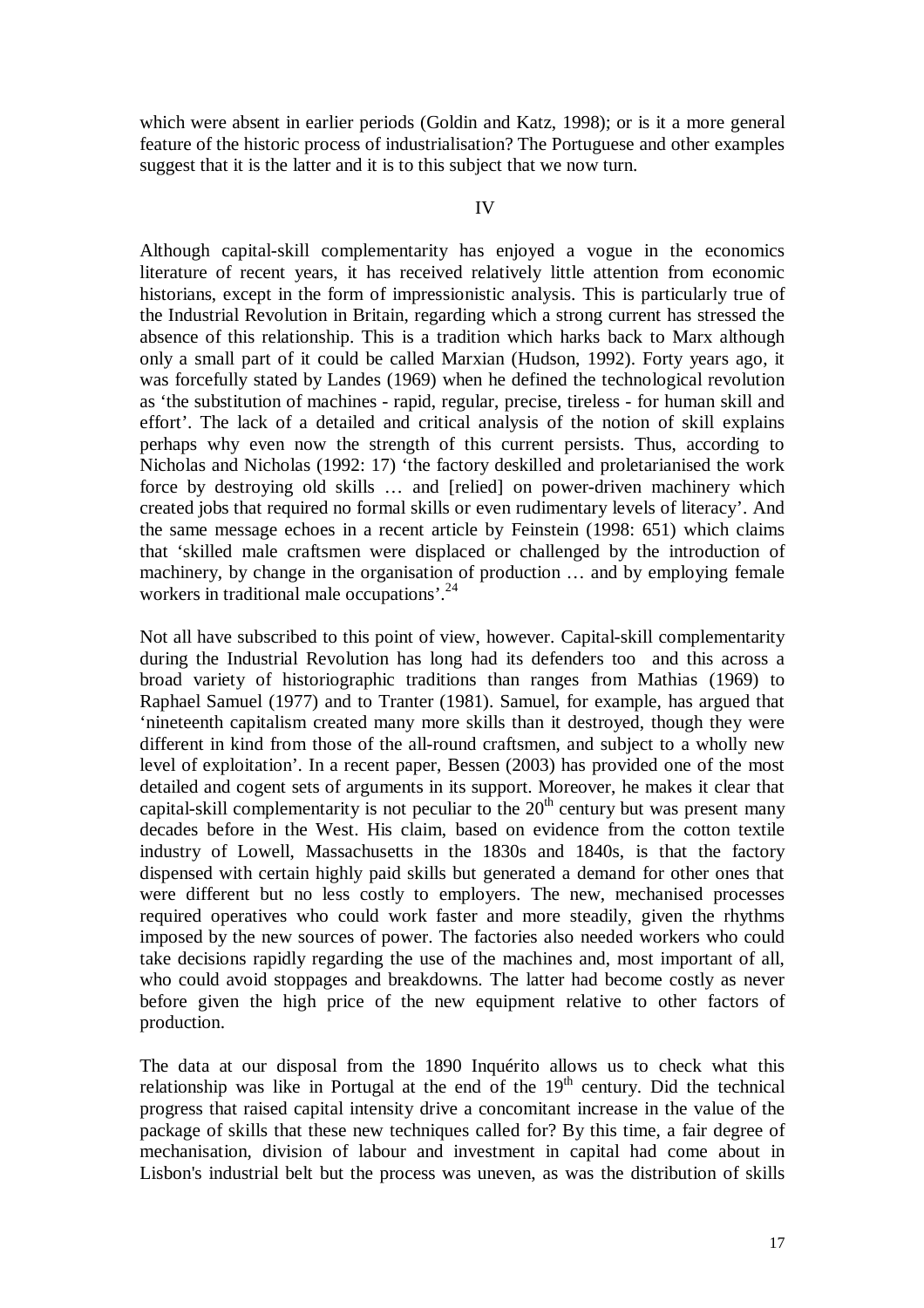which were absent in earlier periods (Goldin and Katz, 1998); or is it a more general feature of the historic process of industrialisation? The Portuguese and other examples suggest that it is the latter and it is to this subject that we now turn.

## IV

Although capital-skill complementarity has enjoyed a vogue in the economics literature of recent years, it has received relatively little attention from economic historians, except in the form of impressionistic analysis. This is particularly true of the Industrial Revolution in Britain, regarding which a strong current has stressed the absence of this relationship. This is a tradition which harks back to Marx although only a small part of it could be called Marxian (Hudson, 1992). Forty years ago, it was forcefully stated by Landes (1969) when he defined the technological revolution as 'the substitution of machines - rapid, regular, precise, tireless - for human skill and effort'. The lack of a detailed and critical analysis of the notion of skill explains perhaps why even now the strength of this current persists. Thus, according to Nicholas and Nicholas (1992: 17) 'the factory deskilled and proletarianised the work force by destroying old skills … and [relied] on power-driven machinery which created jobs that required no formal skills or even rudimentary levels of literacy'. And the same message echoes in a recent article by Feinstein (1998: 651) which claims that 'skilled male craftsmen were displaced or challenged by the introduction of machinery, by change in the organisation of production … and by employing female workers in traditional male occupations'.[24]

Not all have subscribed to this point of view, however. Capital-skill complementarity during the Industrial Revolution has long had its defenders too and this across a broad variety of historiographic traditions than ranges from Mathias (1969) to Raphael Samuel (1977) and to Tranter (1981). Samuel, for example, has argued that 'nineteenth capitalism created many more skills than it destroyed, though they were different in kind from those of the all-round craftsmen, and subject to a wholly new level of exploitation'. In a recent paper, Bessen (2003) has provided one of the most detailed and cogent sets of arguments in its support. Moreover, he makes it clear that capital-skill complementarity is not peculiar to the 20th century but was present many decades before in the West. His claim, based on evidence from the cotton textile industry of Lowell, Massachusetts in the 1830s and 1840s, is that the factory dispensed with certain highly paid skills but generated a demand for other ones that were different but no less costly to employers. The new, mechanised processes required operatives who could work faster and more steadily, given the rhythms imposed by the new sources of power. The factories also needed workers who could take decisions rapidly regarding the use of the machines and, most important of all, who could avoid stoppages and breakdowns. The latter had become costly as never before given the high price of the new equipment relative to other factors of production.

The data at our disposal from the 1890 Inquérito allows us to check what this relationship was like in Portugal at the end of the 19th century. Did the technical progress that raised capital intensity drive a concomitant increase in the value of the package of skills that these new techniques called for? By this time, a fair degree of mechanisation, division of labour and investment in capital had come about in Lisbon's industrial belt but the process was uneven, as was the distribution of skills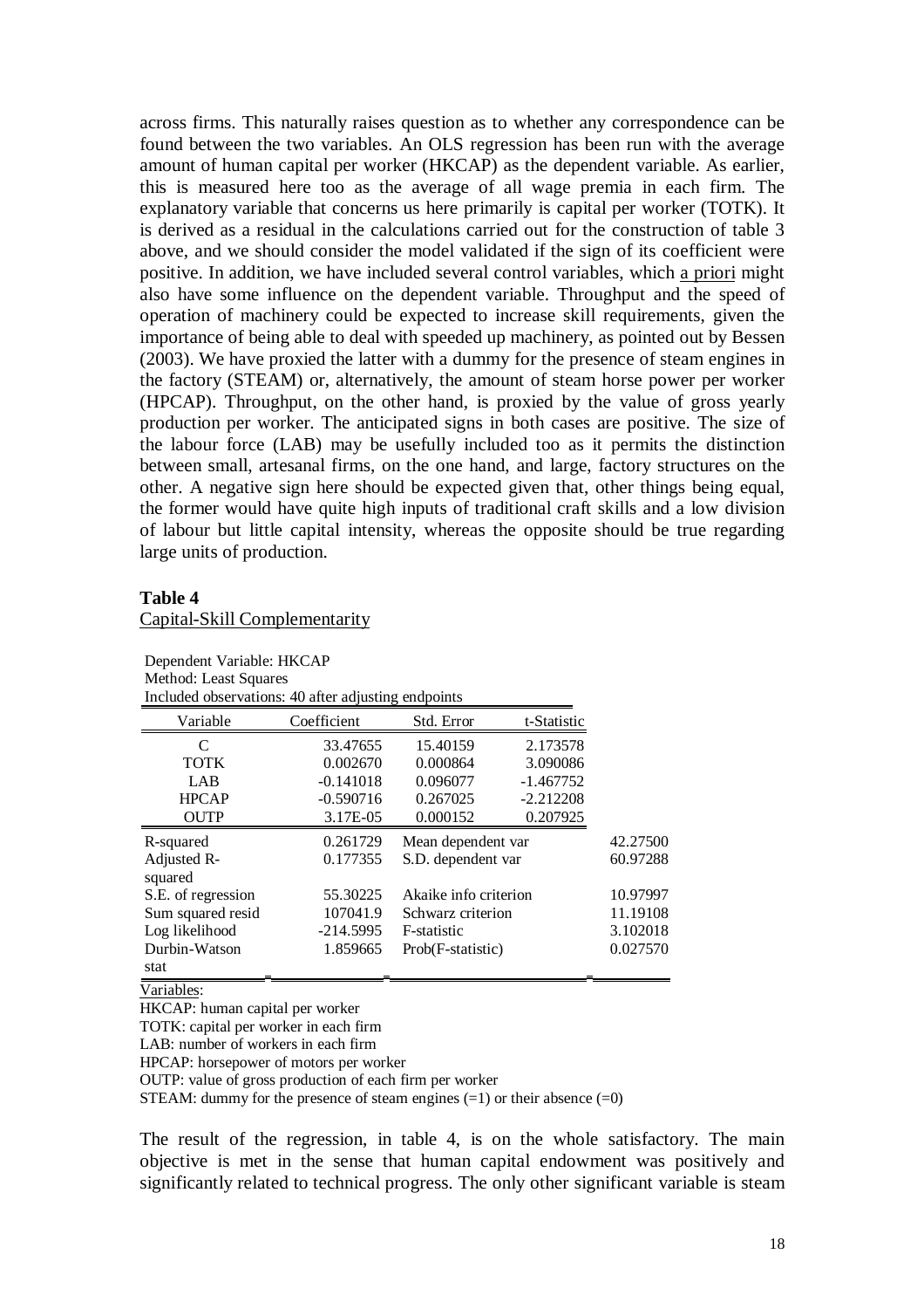across firms. This naturally raises question as to whether any correspondence can be found between the two variables. An OLS regression has been run with the average amount of human capital per worker (HKCAP) as the dependent variable. As earlier, this is measured here too as the average of all wage premia in each firm. The explanatory variable that concerns us here primarily is capital per worker (TOTK). It is derived as a residual in the calculations carried out for the construction of table 3 above, and we should consider the model validated if the sign of its coefficient were positive. In addition, we have included several control variables, which a priori might also have some influence on the dependent variable. Throughput and the speed of operation of machinery could be expected to increase skill requirements, given the importance of being able to deal with speeded up machinery, as pointed out by Bessen (2003). We have proxied the latter with a dummy for the presence of steam engines in the factory (STEAM) or, alternatively, the amount of steam horse power per worker (HPCAP). Throughput, on the other hand, is proxied by the value of gross yearly production per worker. The anticipated signs in both cases are positive. The size of the labour force (LAB) may be usefully included too as it permits the distinction between small, artesanal firms, on the one hand, and large, factory structures on the other. A negative sign here should be expected given that, other things being equal, the former would have quite high inputs of traditional craft skills and a low division of labour but little capital intensity, whereas the opposite should be true regarding large units of production.

**Table 4**

Capital-Skill Complementarity

Dependent Variable: HKCAP
Method: Least Squares
Included observations: 40 after adjusting endpoints

| Variable | Coefficient | Std. Error | t-Statistic |
|---|---|---|---|
| C | 33.47655 | 15.40159 | 2.173578 |
| TOTK | 0.002670 | 0.000864 | 3.090086 |
| LAB | -0.141018 | 0.096077 | -1.467752 |
| HPCAP | -0.590716 | 0.267025 | -2.212208 |
| OUTP | 3.17E-05 | 0.000152 | 0.207925 |

| | | | |
|---|---|---|---|
| R-squared | 0.261729 | Mean dependent var | 42.27500 |
| Adjusted R-squared | 0.177355 | S.D. dependent var | 60.97288 |
| S.E. of regression | 55.30225 | Akaike info criterion | 10.97997 |
| Sum squared resid | 107041.9 | Schwarz criterion | 11.19108 |
| Log likelihood | -214.5995 | F-statistic | 3.102018 |
| Durbin-Watson stat | 1.859665 | Prob(F-statistic) | 0.027570 |

Variables:
HKCAP: human capital per worker
TOTK: capital per worker in each firm
LAB: number of workers in each firm
HPCAP: horsepower of motors per worker
OUTP: value of gross production of each firm per worker
STEAM: dummy for the presence of steam engines (=1) or their absence (=0)

The result of the regression, in table 4, is on the whole satisfactory. The main objective is met in the sense that human capital endowment was positively and significantly related to technical progress. The only other significant variable is steam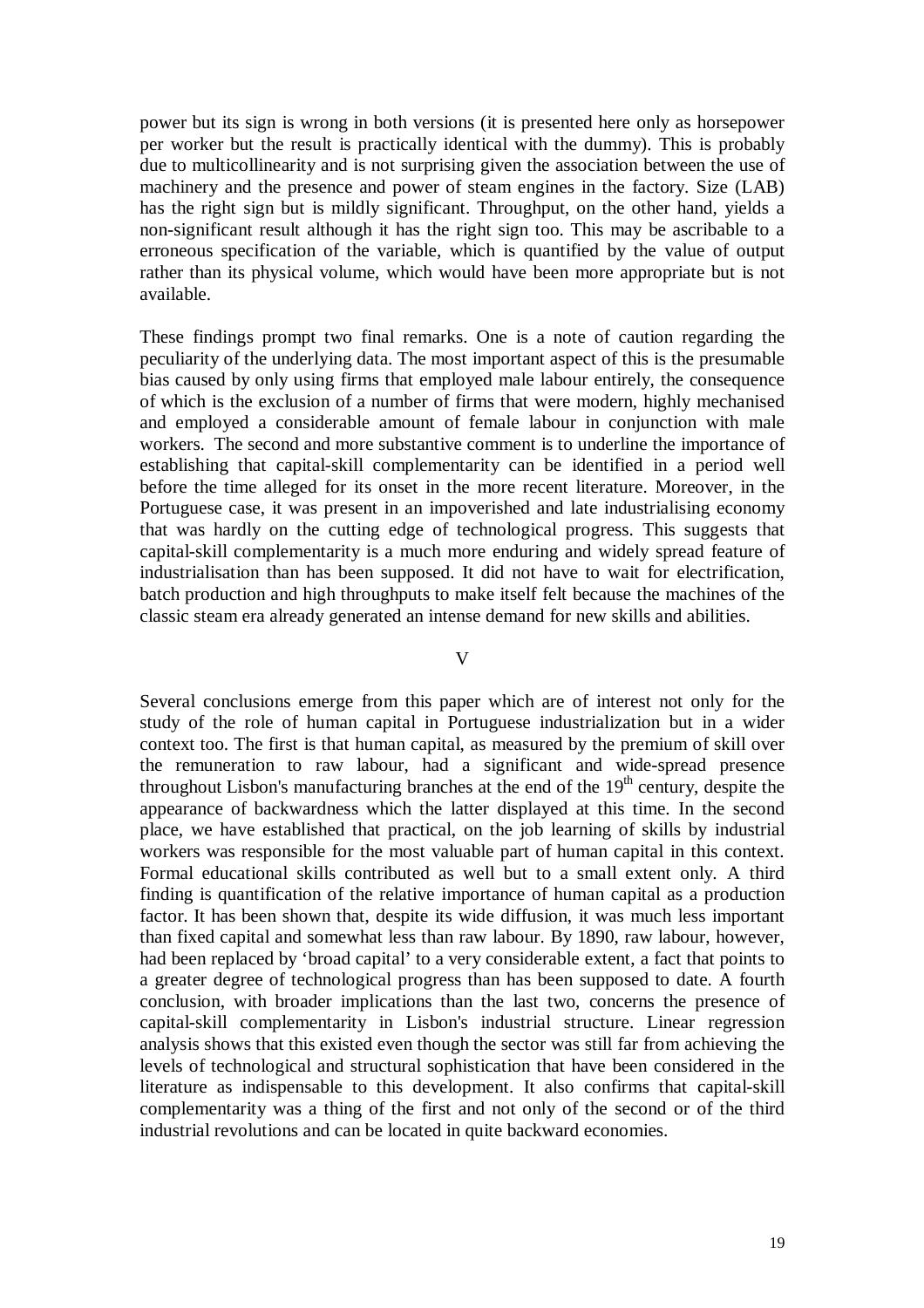power but its sign is wrong in both versions (it is presented here only as horsepower per worker but the result is practically identical with the dummy). This is probably due to multicollinearity and is not surprising given the association between the use of machinery and the presence and power of steam engines in the factory. Size (LAB) has the right sign but is mildly significant. Throughput, on the other hand, yields a non-significant result although it has the right sign too. This may be ascribable to a erroneous specification of the variable, which is quantified by the value of output rather than its physical volume, which would have been more appropriate but is not available.

These findings prompt two final remarks. One is a note of caution regarding the peculiarity of the underlying data. The most important aspect of this is the presumable bias caused by only using firms that employed male labour entirely, the consequence of which is the exclusion of a number of firms that were modern, highly mechanised and employed a considerable amount of female labour in conjunction with male workers. The second and more substantive comment is to underline the importance of establishing that capital-skill complementarity can be identified in a period well before the time alleged for its onset in the more recent literature. Moreover, in the Portuguese case, it was present in an impoverished and late industrialising economy that was hardly on the cutting edge of technological progress. This suggests that capital-skill complementarity is a much more enduring and widely spread feature of industrialisation than has been supposed. It did not have to wait for electrification, batch production and high throughputs to make itself felt because the machines of the classic steam era already generated an intense demand for new skills and abilities.

## V

Several conclusions emerge from this paper which are of interest not only for the study of the role of human capital in Portuguese industrialization but in a wider context too. The first is that human capital, as measured by the premium of skill over the remuneration to raw labour, had a significant and wide-spread presence throughout Lisbon's manufacturing branches at the end of the 19th century, despite the appearance of backwardness which the latter displayed at this time. In the second place, we have established that practical, on the job learning of skills by industrial workers was responsible for the most valuable part of human capital in this context. Formal educational skills contributed as well but to a small extent only. A third finding is quantification of the relative importance of human capital as a production factor. It has been shown that, despite its wide diffusion, it was much less important than fixed capital and somewhat less than raw labour. By 1890, raw labour, however, had been replaced by 'broad capital' to a very considerable extent, a fact that points to a greater degree of technological progress than has been supposed to date. A fourth conclusion, with broader implications than the last two, concerns the presence of capital-skill complementarity in Lisbon's industrial structure. Linear regression analysis shows that this existed even though the sector was still far from achieving the levels of technological and structural sophistication that have been considered in the literature as indispensable to this development. It also confirms that capital-skill complementarity was a thing of the first and not only of the second or of the third industrial revolutions and can be located in quite backward economies.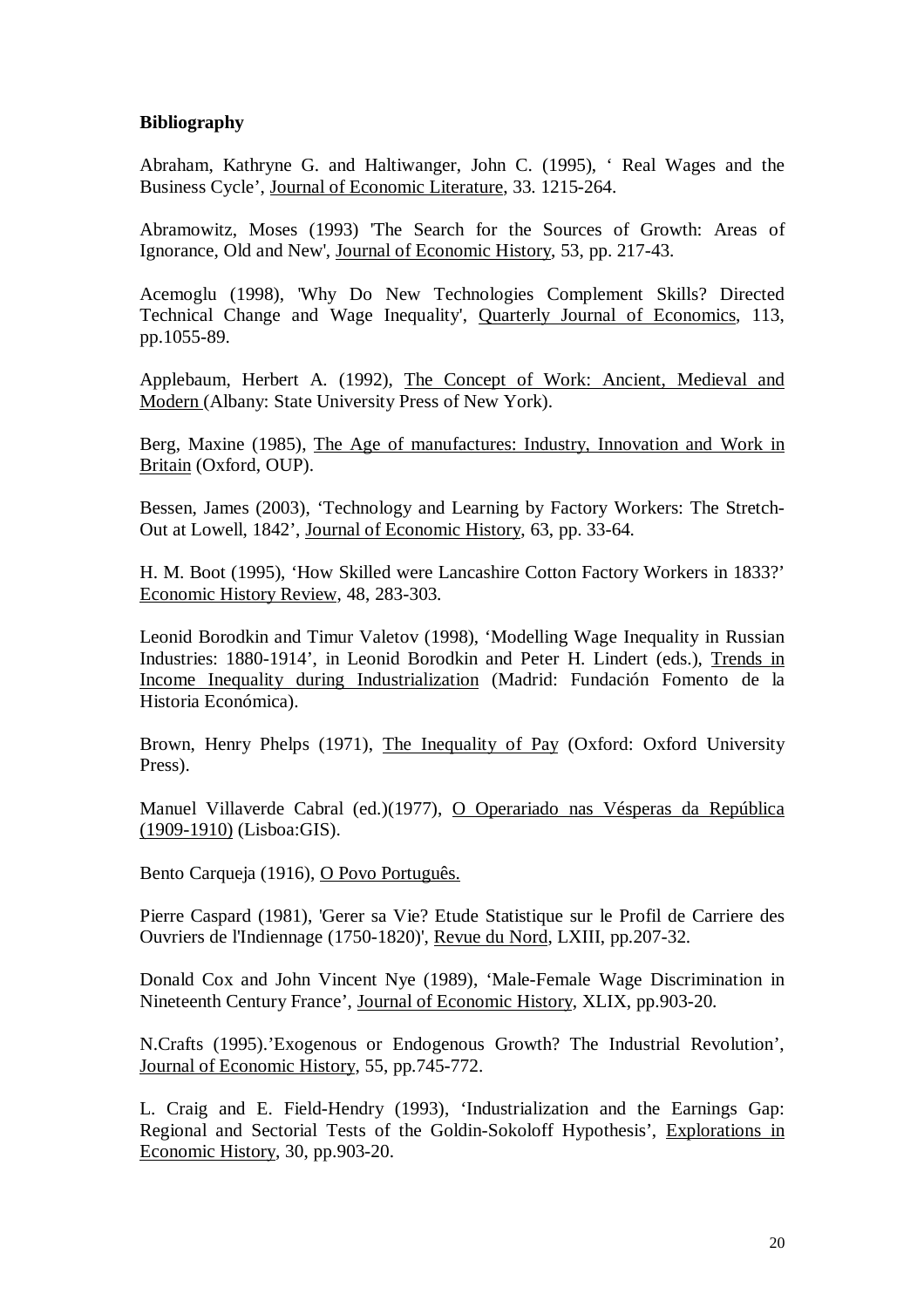**Bibliography**

Abraham, Kathryne G. and Haltiwanger, John C. (1995), ' Real Wages and the Business Cycle', Journal of Economic Literature, 33. 1215-264.

Abramowitz, Moses (1993) 'The Search for the Sources of Growth: Areas of Ignorance, Old and New', Journal of Economic History, 53, pp. 217-43.

Acemoglu (1998), 'Why Do New Technologies Complement Skills? Directed Technical Change and Wage Inequality', Quarterly Journal of Economics, 113, pp.1055-89.

Applebaum, Herbert A. (1992), The Concept of Work: Ancient, Medieval and Modern (Albany: State University Press of New York).

Berg, Maxine (1985), The Age of manufactures: Industry, Innovation and Work in Britain (Oxford, OUP).

Bessen, James (2003), 'Technology and Learning by Factory Workers: The Stretch-Out at Lowell, 1842', Journal of Economic History, 63, pp. 33-64.

H. M. Boot (1995), 'How Skilled were Lancashire Cotton Factory Workers in 1833?' Economic History Review, 48, 283-303.

Leonid Borodkin and Timur Valetov (1998), 'Modelling Wage Inequality in Russian Industries: 1880-1914', in Leonid Borodkin and Peter H. Lindert (eds.), Trends in Income Inequality during Industrialization (Madrid: Fundación Fomento de la Historia Económica).

Brown, Henry Phelps (1971), The Inequality of Pay (Oxford: Oxford University Press).

Manuel Villaverde Cabral (ed.)(1977), O Operariado nas Vésperas da República (1909-1910) (Lisboa:GIS).

Bento Carqueja (1916), O Povo Português.

Pierre Caspard (1981), 'Gerer sa Vie? Etude Statistique sur le Profil de Carriere des Ouvriers de l'Indiennage (1750-1820)', Revue du Nord, LXIII, pp.207-32.

Donald Cox and John Vincent Nye (1989), 'Male-Female Wage Discrimination in Nineteenth Century France', Journal of Economic History, XLIX, pp.903-20.

N.Crafts (1995).'Exogenous or Endogenous Growth? The Industrial Revolution', Journal of Economic History, 55, pp.745-772.

L. Craig and E. Field-Hendry (1993), 'Industrialization and the Earnings Gap: Regional and Sectorial Tests of the Goldin-Sokoloff Hypothesis', Explorations in Economic History, 30, pp.903-20.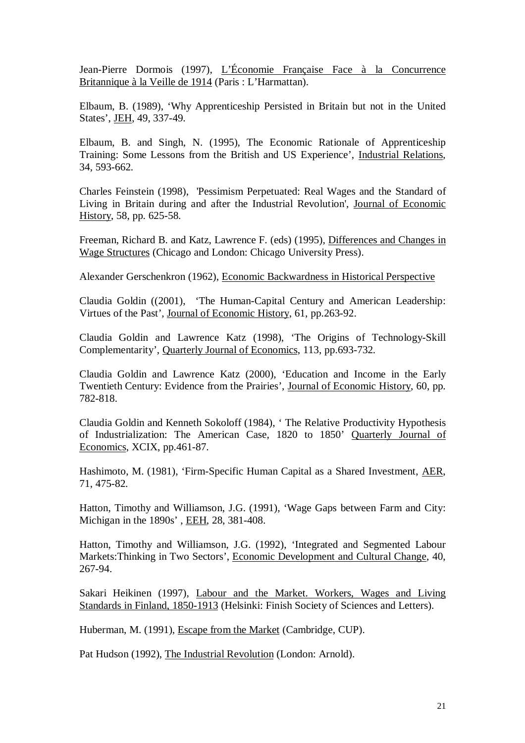Jean-Pierre Dormois (1997), L'Économie Française Face à la Concurrence Britannique à la Veille de 1914 (Paris : L'Harmattan).

Elbaum, B. (1989), 'Why Apprenticeship Persisted in Britain but not in the United States', JEH, 49, 337-49.

Elbaum, B. and Singh, N. (1995), The Economic Rationale of Apprenticeship Training: Some Lessons from the British and US Experience', Industrial Relations, 34, 593-662.

Charles Feinstein (1998), 'Pessimism Perpetuated: Real Wages and the Standard of Living in Britain during and after the Industrial Revolution', Journal of Economic History, 58, pp. 625-58.

Freeman, Richard B. and Katz, Lawrence F. (eds) (1995), Differences and Changes in Wage Structures (Chicago and London: Chicago University Press).

Alexander Gerschenkron (1962), Economic Backwardness in Historical Perspective

Claudia Goldin ((2001), 'The Human-Capital Century and American Leadership: Virtues of the Past', Journal of Economic History, 61, pp.263-92.

Claudia Goldin and Lawrence Katz (1998), 'The Origins of Technology-Skill Complementarity', Quarterly Journal of Economics, 113, pp.693-732.

Claudia Goldin and Lawrence Katz (2000), 'Education and Income in the Early Twentieth Century: Evidence from the Prairies', Journal of Economic History, 60, pp. 782-818.

Claudia Goldin and Kenneth Sokoloff (1984), ' The Relative Productivity Hypothesis of Industrialization: The American Case, 1820 to 1850' Quarterly Journal of Economics, XCIX, pp.461-87.

Hashimoto, M. (1981), 'Firm-Specific Human Capital as a Shared Investment, AER, 71, 475-82.

Hatton, Timothy and Williamson, J.G. (1991), 'Wage Gaps between Farm and City: Michigan in the 1890s' , EEH, 28, 381-408.

Hatton, Timothy and Williamson, J.G. (1992), 'Integrated and Segmented Labour Markets:Thinking in Two Sectors', Economic Development and Cultural Change, 40, 267-94.

Sakari Heikinen (1997), Labour and the Market. Workers, Wages and Living Standards in Finland, 1850-1913 (Helsinki: Finish Society of Sciences and Letters).

Huberman, M. (1991), Escape from the Market (Cambridge, CUP).

Pat Hudson (1992), The Industrial Revolution (London: Arnold).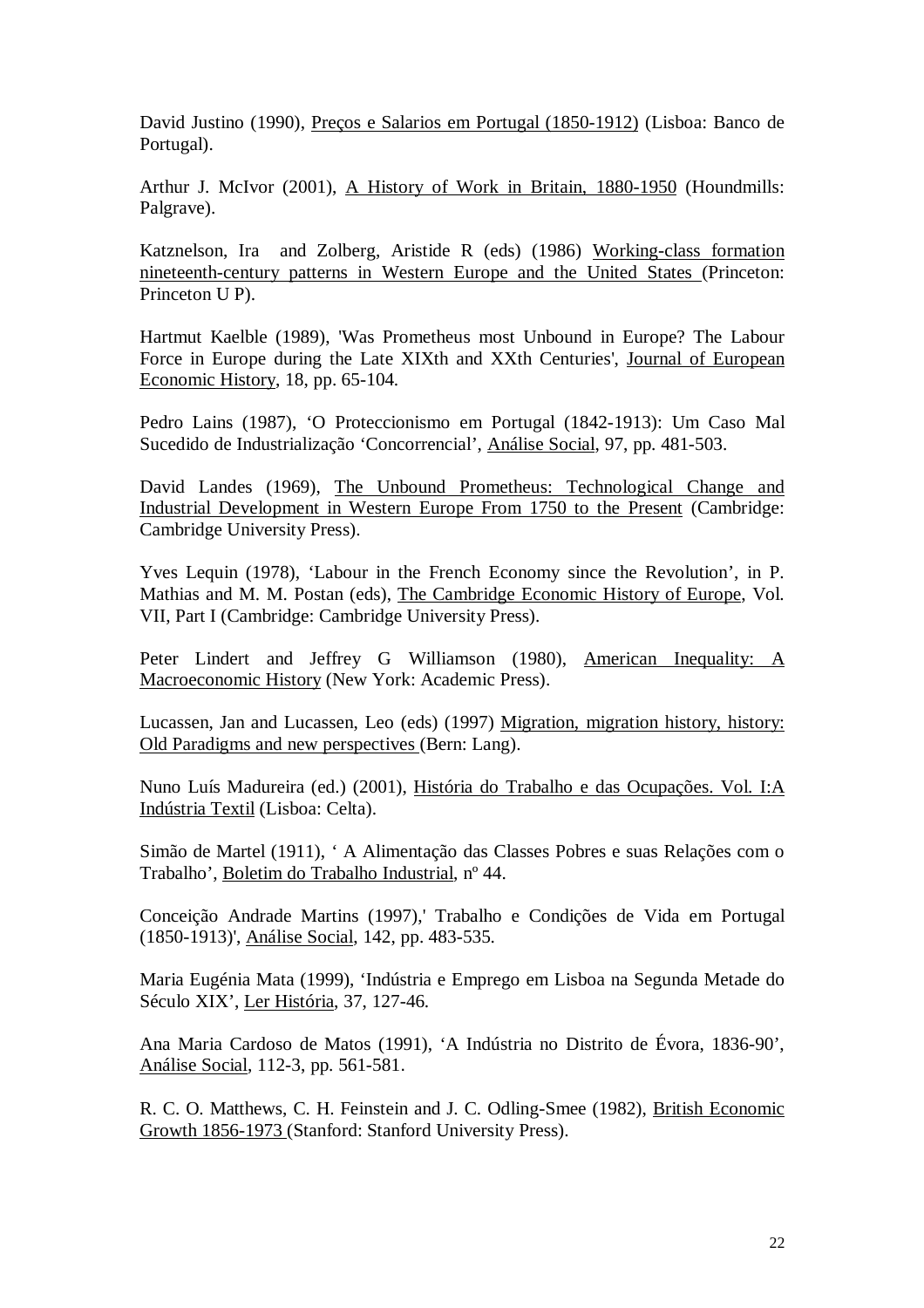David Justino (1990), Preços e Salarios em Portugal (1850-1912) (Lisboa: Banco de Portugal).

Arthur J. McIvor (2001), A History of Work in Britain, 1880-1950 (Houndmills: Palgrave).

Katznelson, Ira  and Zolberg, Aristide R (eds) (1986) Working-class formation nineteenth-century patterns in Western Europe and the United States (Princeton: Princeton U P).

Hartmut Kaelble (1989), 'Was Prometheus most Unbound in Europe? The Labour Force in Europe during the Late XIXth and XXth Centuries', Journal of European Economic History, 18, pp. 65-104.

Pedro Lains (1987), 'O Proteccionismo em Portugal (1842-1913): Um Caso Mal Sucedido de Industrialização 'Concorrencial', Análise Social, 97, pp. 481-503.

David Landes (1969), The Unbound Prometheus: Technological Change and Industrial Development in Western Europe From 1750 to the Present (Cambridge: Cambridge University Press).

Yves Lequin (1978), 'Labour in the French Economy since the Revolution', in P. Mathias and M. M. Postan (eds), The Cambridge Economic History of Europe, Vol. VII, Part I (Cambridge: Cambridge University Press).

Peter Lindert and Jeffrey G Williamson (1980), American Inequality: A Macroeconomic History (New York: Academic Press).

Lucassen, Jan and Lucassen, Leo (eds) (1997) Migration, migration history, history: Old Paradigms and new perspectives (Bern: Lang).

Nuno Luís Madureira (ed.) (2001), História do Trabalho e das Ocupações. Vol. I:A Indústria Textil (Lisboa: Celta).

Simão de Martel (1911), ' A Alimentação das Classes Pobres e suas Relações com o Trabalho', Boletim do Trabalho Industrial, nº 44.

Conceição Andrade Martins (1997),' Trabalho e Condições de Vida em Portugal (1850-1913)', Análise Social, 142, pp. 483-535.

Maria Eugénia Mata (1999), 'Indústria e Emprego em Lisboa na Segunda Metade do Século XIX', Ler História, 37, 127-46.

Ana Maria Cardoso de Matos (1991), 'A Indústria no Distrito de Évora, 1836-90', Análise Social, 112-3, pp. 561-581.

R. C. O. Matthews, C. H. Feinstein and J. C. Odling-Smee (1982), British Economic Growth 1856-1973 (Stanford: Stanford University Press).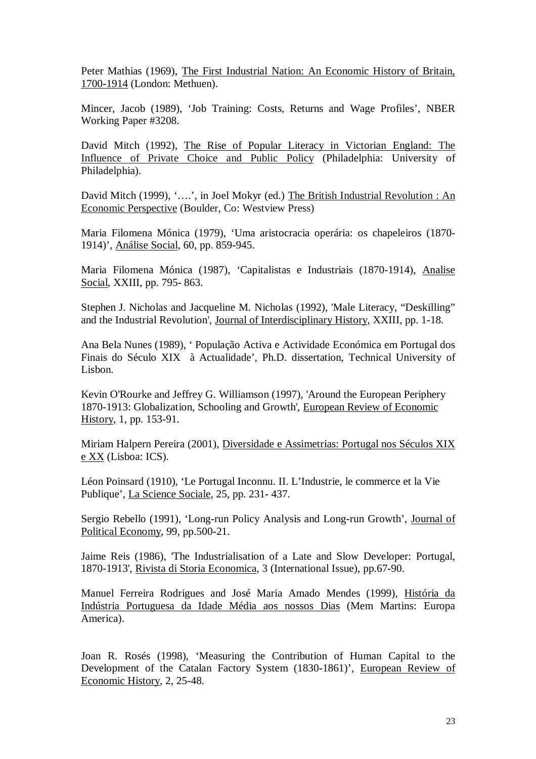Peter Mathias (1969), The First Industrial Nation: An Economic History of Britain, 1700-1914 (London: Methuen).

Mincer, Jacob (1989), 'Job Training: Costs, Returns and Wage Profiles', NBER Working Paper #3208.

David Mitch (1992), The Rise of Popular Literacy in Victorian England: The Influence of Private Choice and Public Policy (Philadelphia: University of Philadelphia).

David Mitch (1999), '….', in Joel Mokyr (ed.) The British Industrial Revolution : An Economic Perspective (Boulder, Co: Westview Press)

Maria Filomena Mónica (1979), 'Uma aristocracia operária: os chapeleiros (1870-1914)', Análise Social, 60, pp. 859-945.

Maria Filomena Mónica (1987), 'Capitalistas e Industriais (1870-1914), Analise Social, XXIII, pp. 795- 863.

Stephen J. Nicholas and Jacqueline M. Nicholas (1992), 'Male Literacy, "Deskilling" and the Industrial Revolution', Journal of Interdisciplinary History, XXIII, pp. 1-18.

Ana Bela Nunes (1989), ' População Activa e Actividade Económica em Portugal dos Finais do Século XIX à Actualidade', Ph.D. dissertation, Technical University of Lisbon.

Kevin O'Rourke and Jeffrey G. Williamson (1997), 'Around the European Periphery 1870-1913: Globalization, Schooling and Growth', European Review of Economic History, 1, pp. 153-91.

Miriam Halpern Pereira (2001), Diversidade e Assimetrias: Portugal nos Séculos XIX e XX (Lisboa: ICS).

Léon Poinsard (1910), 'Le Portugal Inconnu. II. L'Industrie, le commerce et la Vie Publique', La Science Sociale, 25, pp. 231- 437.

Sergio Rebello (1991), 'Long-run Policy Analysis and Long-run Growth', Journal of Political Economy, 99, pp.500-21.

Jaime Reis (1986), 'The Industrialisation of a Late and Slow Developer: Portugal, 1870-1913', Rivista di Storia Economica, 3 (International Issue), pp.67-90.

Manuel Ferreira Rodrigues and José Maria Amado Mendes (1999), História da Indústria Portuguesa da Idade Média aos nossos Dias (Mem Martins: Europa America).

Joan R. Rosés (1998), 'Measuring the Contribution of Human Capital to the Development of the Catalan Factory System (1830-1861)', European Review of Economic History, 2, 25-48.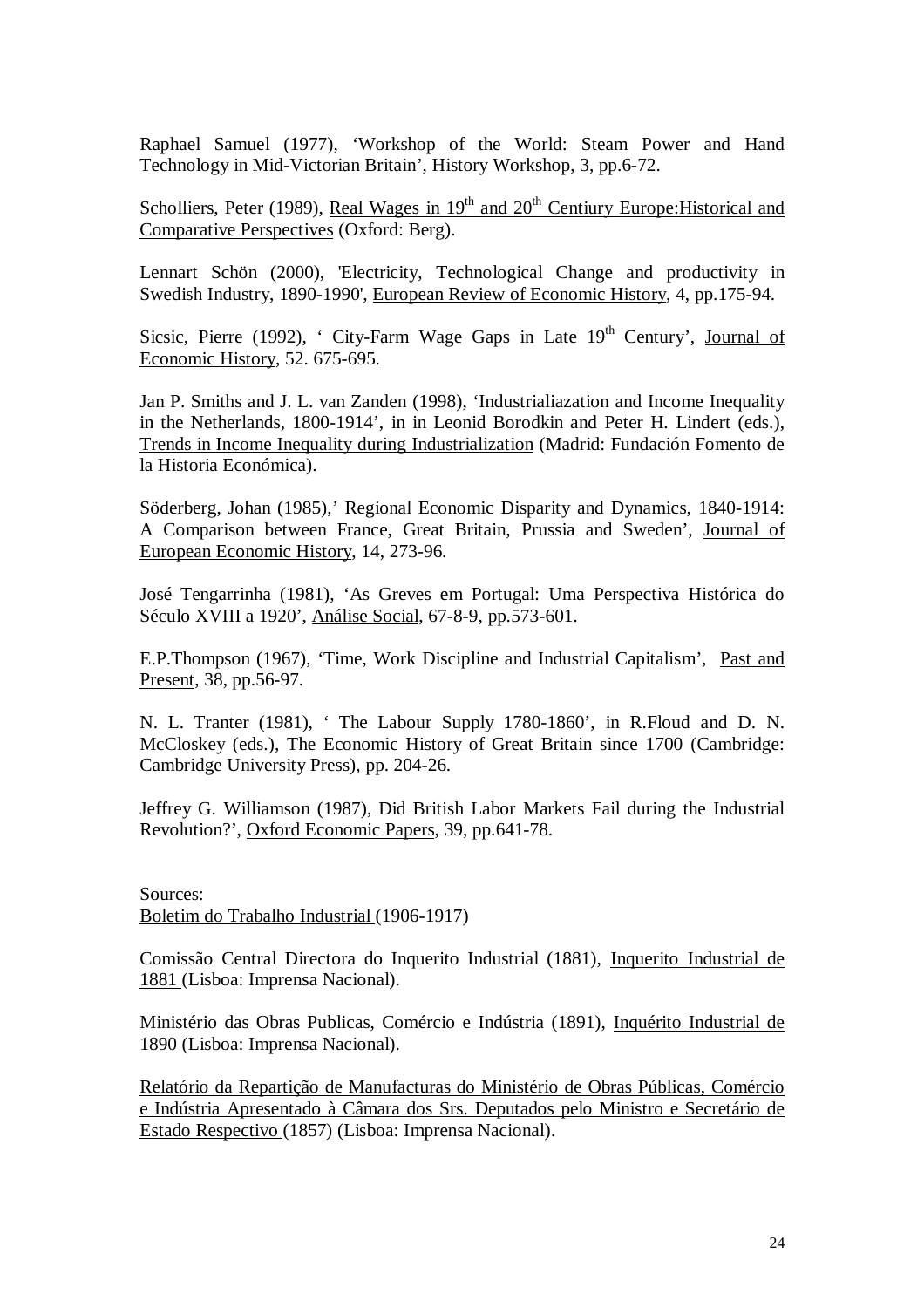Raphael Samuel (1977), 'Workshop of the World: Steam Power and Hand Technology in Mid-Victorian Britain', History Workshop, 3, pp.6-72.

Scholliers, Peter (1989), Real Wages in 19th and 20th Centiury Europe:Historical and Comparative Perspectives (Oxford: Berg).

Lennart Schön (2000), 'Electricity, Technological Change and productivity in Swedish Industry, 1890-1990', European Review of Economic History, 4, pp.175-94.

Sicsic, Pierre (1992), ' City-Farm Wage Gaps in Late 19th Century', Journal of Economic History, 52. 675-695.

Jan P. Smiths and J. L. van Zanden (1998), 'Industrialiazation and Income Inequality in the Netherlands, 1800-1914', in in Leonid Borodkin and Peter H. Lindert (eds.), Trends in Income Inequality during Industrialization (Madrid: Fundación Fomento de la Historia Económica).

Söderberg, Johan (1985),' Regional Economic Disparity and Dynamics, 1840-1914: A Comparison between France, Great Britain, Prussia and Sweden', Journal of European Economic History, 14, 273-96.

José Tengarrinha (1981), 'As Greves em Portugal: Uma Perspectiva Histórica do Século XVIII a 1920', Análise Social, 67-8-9, pp.573-601.

E.P.Thompson (1967), 'Time, Work Discipline and Industrial Capitalism', Past and Present, 38, pp.56-97.

N. L. Tranter (1981), ' The Labour Supply 1780-1860', in R.Floud and D. N. McCloskey (eds.), The Economic History of Great Britain since 1700 (Cambridge: Cambridge University Press), pp. 204-26.

Jeffrey G. Williamson (1987), Did British Labor Markets Fail during the Industrial Revolution?', Oxford Economic Papers, 39, pp.641-78.

Sources:
Boletim do Trabalho Industrial (1906-1917)

Comissão Central Directora do Inquerito Industrial (1881), Inquerito Industrial de 1881 (Lisboa: Imprensa Nacional).

Ministério das Obras Publicas, Comércio e Indústria (1891), Inquérito Industrial de 1890 (Lisboa: Imprensa Nacional).

Relatório da Repartição de Manufacturas do Ministério de Obras Públicas, Comércio e Indústria Apresentado à Câmara dos Srs. Deputados pelo Ministro e Secretário de Estado Respectivo (1857) (Lisboa: Imprensa Nacional).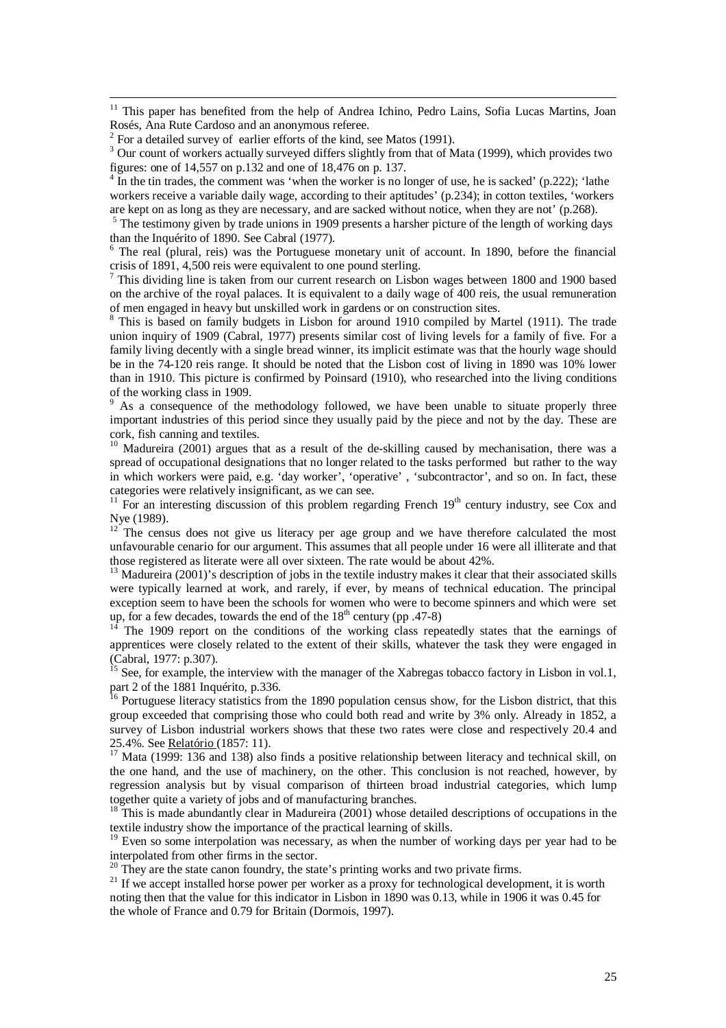[11] This paper has benefited from the help of Andrea Ichino, Pedro Lains, Sofia Lucas Martins, Joan Rosés, Ana Rute Cardoso and an anonymous referee.

[2] For a detailed survey of earlier efforts of the kind, see Matos (1991).

[3] Our count of workers actually surveyed differs slightly from that of Mata (1999), which provides two figures: one of 14,557 on p.132 and one of 18,476 on p. 137.

[4] In the tin trades, the comment was 'when the worker is no longer of use, he is sacked' (p.222); 'lathe workers receive a variable daily wage, according to their aptitudes' (p.234); in cotton textiles, 'workers are kept on as long as they are necessary, and are sacked without notice, when they are not' (p.268).

[5] The testimony given by trade unions in 1909 presents a harsher picture of the length of working days than the Inquérito of 1890. See Cabral (1977).

[6] The real (plural, reis) was the Portuguese monetary unit of account. In 1890, before the financial crisis of 1891, 4,500 reis were equivalent to one pound sterling.

[7] This dividing line is taken from our current research on Lisbon wages between 1800 and 1900 based on the archive of the royal palaces. It is equivalent to a daily wage of 400 reis, the usual remuneration of men engaged in heavy but unskilled work in gardens or on construction sites.

[8] This is based on family budgets in Lisbon for around 1910 compiled by Martel (1911). The trade union inquiry of 1909 (Cabral, 1977) presents similar cost of living levels for a family of five. For a family living decently with a single bread winner, its implicit estimate was that the hourly wage should be in the 74-120 reis range. It should be noted that the Lisbon cost of living in 1890 was 10% lower than in 1910. This picture is confirmed by Poinsard (1910), who researched into the living conditions of the working class in 1909.

[9] As a consequence of the methodology followed, we have been unable to situate properly three important industries of this period since they usually paid by the piece and not by the day. These are cork, fish canning and textiles.

[10] Madureira (2001) argues that as a result of the de-skilling caused by mechanisation, there was a spread of occupational designations that no longer related to the tasks performed but rather to the way in which workers were paid, e.g. 'day worker', 'operative' , 'subcontractor', and so on. In fact, these categories were relatively insignificant, as we can see.

[11] For an interesting discussion of this problem regarding French 19th century industry, see Cox and Nye (1989).

[12] The census does not give us literacy per age group and we have therefore calculated the most unfavourable cenario for our argument. This assumes that all people under 16 were all illiterate and that those registered as literate were all over sixteen. The rate would be about 42%.

[13] Madureira (2001)'s description of jobs in the textile industry makes it clear that their associated skills were typically learned at work, and rarely, if ever, by means of technical education. The principal exception seem to have been the schools for women who were to become spinners and which were set up, for a few decades, towards the end of the 18th century (pp .47-8)

[14] The 1909 report on the conditions of the working class repeatedly states that the earnings of apprentices were closely related to the extent of their skills, whatever the task they were engaged in (Cabral, 1977: p.307).

[15] See, for example, the interview with the manager of the Xabregas tobacco factory in Lisbon in vol.1, part 2 of the 1881 Inquérito, p.336.

[16] Portuguese literacy statistics from the 1890 population census show, for the Lisbon district, that this group exceeded that comprising those who could both read and write by 3% only. Already in 1852, a survey of Lisbon industrial workers shows that these two rates were close and respectively 20.4 and 25.4%. See Relatório (1857: 11).

[17] Mata (1999: 136 and 138) also finds a positive relationship between literacy and technical skill, on the one hand, and the use of machinery, on the other. This conclusion is not reached, however, by regression analysis but by visual comparison of thirteen broad industrial categories, which lump together quite a variety of jobs and of manufacturing branches.

[18] This is made abundantly clear in Madureira (2001) whose detailed descriptions of occupations in the textile industry show the importance of the practical learning of skills.

[19] Even so some interpolation was necessary, as when the number of working days per year had to be interpolated from other firms in the sector.

[20] They are the state canon foundry, the state's printing works and two private firms.

[21] If we accept installed horse power per worker as a proxy for technological development, it is worth noting then that the value for this indicator in Lisbon in 1890 was 0.13, while in 1906 it was 0.45 for the whole of France and 0.79 for Britain (Dormois, 1997).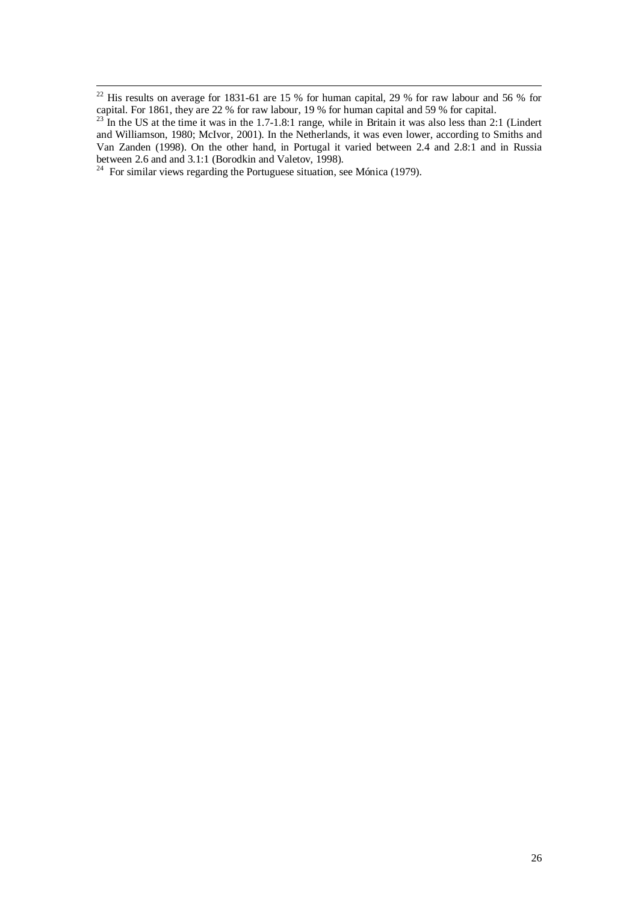[22] His results on average for 1831-61 are 15 % for human capital, 29 % for raw labour and 56 % for capital. For 1861, they are 22 % for raw labour, 19 % for human capital and 59 % for capital.

[23] In the US at the time it was in the 1.7-1.8:1 range, while in Britain it was also less than 2:1 (Lindert and Williamson, 1980; McIvor, 2001). In the Netherlands, it was even lower, according to Smiths and Van Zanden (1998). On the other hand, in Portugal it varied between 2.4 and 2.8:1 and in Russia between 2.6 and and 3.1:1 (Borodkin and Valetov, 1998).

[24] For similar views regarding the Portuguese situation, see Mónica (1979).